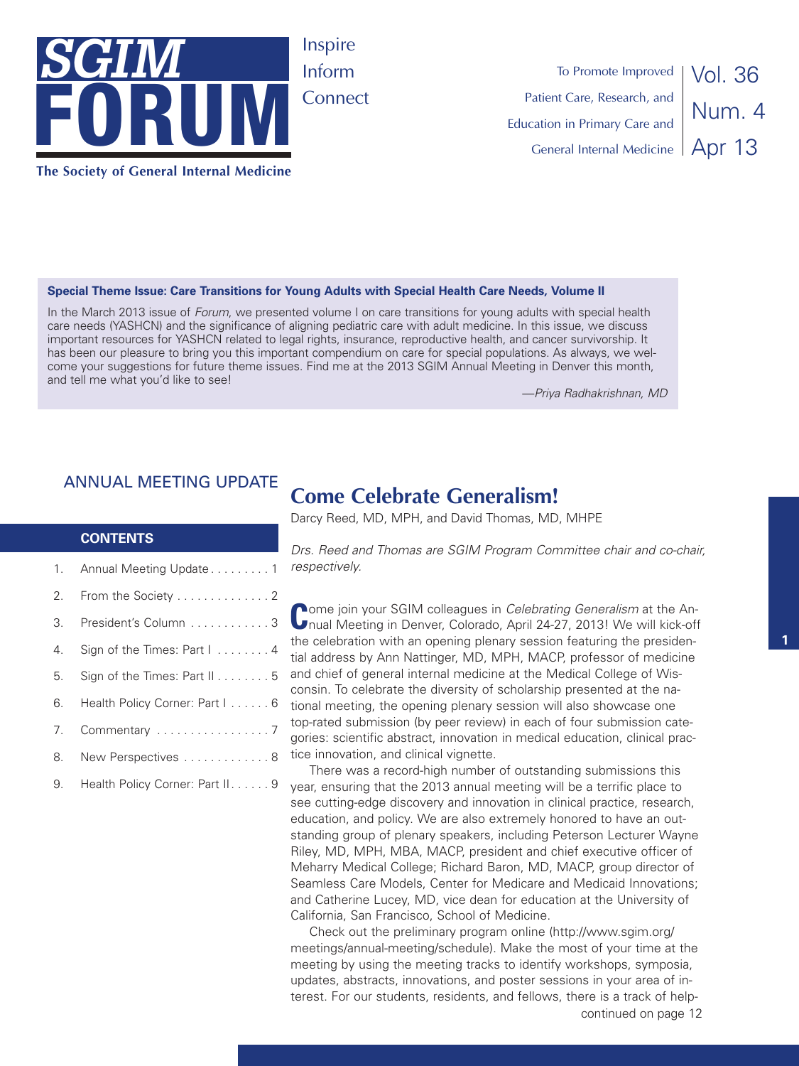# SGIM FORUM

Inspire
Inform
Connect

The Society of General Internal Medicine

To Promote Improved Patient Care, Research, and Education in Primary Care and General Internal Medicine

Vol. 36 Num. 4 Apr 13

**Special Theme Issue: Care Transitions for Young Adults with Special Health Care Needs, Volume II**

In the March 2013 issue of *Forum*, we presented volume I on care transitions for young adults with special health care needs (YASHCN) and the significance of aligning pediatric care with adult medicine. In this issue, we discuss important resources for YASHCN related to legal rights, insurance, reproductive health, and cancer survivorship. It has been our pleasure to bring you this important compendium on care for special populations. As always, we welcome your suggestions for future theme issues. Find me at the 2013 SGIM Annual Meeting in Denver this month, and tell me what you'd like to see!

*—Priya Radhakrishnan, MD*

**CONTENTS**

1. Annual Meeting Update . . . . . . . . . 1
2. From the Society . . . . . . . . . . . . . . 2
3. President's Column . . . . . . . . . . . . 3
4. Sign of the Times: Part I . . . . . . . . 4
5. Sign of the Times: Part II . . . . . . . . 5
6. Health Policy Corner: Part I . . . . . . 6
7. Commentary . . . . . . . . . . . . . . . . . 7
8. New Perspectives . . . . . . . . . . . . . 8
9. Health Policy Corner: Part II. . . . . . 9

## ANNUAL MEETING UPDATE

# Come Celebrate Generalism!

Darcy Reed, MD, MPH, and David Thomas, MD, MHPE

*Drs. Reed and Thomas are SGIM Program Committee chair and co-chair, respectively.*

Come join your SGIM colleagues in *Celebrating Generalism* at the Annual Meeting in Denver, Colorado, April 24-27, 2013! We will kick-off the celebration with an opening plenary session featuring the presidential address by Ann Nattinger, MD, MPH, MACP, professor of medicine and chief of general internal medicine at the Medical College of Wisconsin. To celebrate the diversity of scholarship presented at the national meeting, the opening plenary session will also showcase one top-rated submission (by peer review) in each of four submission categories: scientific abstract, innovation in medical education, clinical practice innovation, and clinical vignette.

There was a record-high number of outstanding submissions this year, ensuring that the 2013 annual meeting will be a terrific place to see cutting-edge discovery and innovation in clinical practice, research, education, and policy. We are also extremely honored to have an outstanding group of plenary speakers, including Peterson Lecturer Wayne Riley, MD, MPH, MBA, MACP, president and chief executive officer of Meharry Medical College; Richard Baron, MD, MACP, group director of Seamless Care Models, Center for Medicare and Medicaid Innovations; and Catherine Lucey, MD, vice dean for education at the University of California, San Francisco, School of Medicine.

Check out the preliminary program online (http://www.sgim.org/meetings/annual-meeting/schedule). Make the most of your time at the meeting by using the meeting tracks to identify workshops, symposia, updates, abstracts, innovations, and poster sessions in your area of interest. For our students, residents, and fellows, there is a track of help-

continued on page 12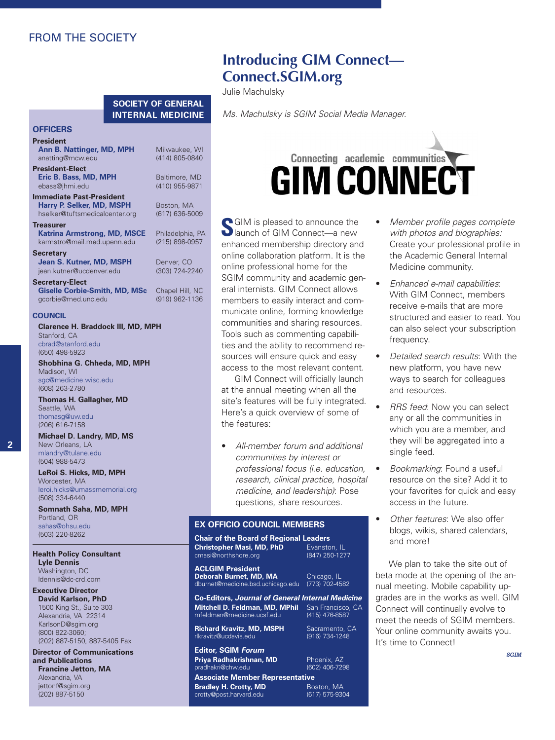FROM THE SOCIETY

# Introducing GIM Connect—Connect.SGIM.org

Julie Machulsky

*Ms. Machulsky is SGIM Social Media Manager.*

Connecting academic communities
GIM CONNECT

SGIM is pleased to announce the launch of GIM Connect—a new enhanced membership directory and online collaboration platform. It is the online professional home for the SGIM community and academic general internists. GIM Connect allows members to easily interact and communicate online, forming knowledge communities and sharing resources. Tools such as commenting capabilities and the ability to recommend resources will ensure quick and easy access to the most relevant content.

GIM Connect will officially launch at the annual meeting when all the site's features will be fully integrated. Here's a quick overview of some of the features:

- *All-member forum and additional communities by interest or professional focus (i.e. education, research, clinical practice, hospital medicine, and leadership)*: Pose questions, share resources.
- *Member profile pages complete with photos and biographies:* Create your professional profile in the Academic General Internal Medicine community.
- *Enhanced e-mail capabilities*: With GIM Connect, members receive e-mails that are more structured and easier to read. You can also select your subscription frequency.
- *Detailed search results*: With the new platform, you have new ways to search for colleagues and resources.
- *RRS feed*: Now you can select any or all the communities in which you are a member, and they will be aggregated into a single feed.
- *Bookmarking*: Found a useful resource on the site? Add it to your favorites for quick and easy access in the future.
- *Other features*: We also offer blogs, wikis, shared calendars, and more!

We plan to take the site out of beta mode at the opening of the annual meeting. Mobile capability upgrades are in the works as well. GIM Connect will continually evolve to meet the needs of SGIM members. Your online community awaits you. It's time to Connect!

*SGIM*

---

## SOCIETY OF GENERAL INTERNAL MEDICINE

### OFFICERS

**President**
**Ann B. Nattinger, MD, MPH** — Milwaukee, WI
anatting@mcw.edu — (414) 805-0840

**President-Elect**
**Eric B. Bass, MD, MPH** — Baltimore, MD
ebass@jhmi.edu — (410) 955-9871

**Immediate Past-President**
**Harry P. Selker, MD, MSPH** — Boston, MA
hselker@tuftsmedicalcenter.org — (617) 636-5009

**Treasurer**
**Katrina Armstrong, MD, MSCE** — Philadelphia, PA
karmstro@mail.med.upenn.edu — (215) 898-0957

**Secretary**
**Jean S. Kutner, MD, MSPH** — Denver, CO
jean.kutner@ucdenver.edu — (303) 724-2240

**Secretary-Elect**
**Giselle Corbie-Smith, MD, MSc** — Chapel Hill, NC
gcorbie@med.unc.edu — (919) 962-1136

### COUNCIL

**Clarence H. Braddock III, MD, MPH**
Stanford, CA
cbrad@stanford.edu
(650) 498-5923

**Shobhina G. Chheda, MD, MPH**
Madison, WI
sgc@medicine.wisc.edu
(608) 263-2780

**Thomas H. Gallagher, MD**
Seattle, WA
thomasg@uw.edu
(206) 616-7158

**Michael D. Landry, MD, MS**
New Orleans, LA
mlandry@tulane.edu
(504) 988-5473

**LeRoi S. Hicks, MD, MPH**
Worcester, MA
leroi.hicks@umassmemorial.org
(508) 334-6440

**Somnath Saha, MD, MPH**
Portland, OR
sahas@ohsu.edu
(503) 220-8262

**Health Policy Consultant**
**Lyle Dennis**
Washington, DC
ldennis@dc-crd.com

**Executive Director**
**David Karlson, PhD**
1500 King St., Suite 303
Alexandria, VA 22314
KarlsonD@sgim.org
(800) 822-3060;
(202) 887-5150, 887-5405 Fax

**Director of Communications and Publications**
**Francine Jetton, MA**
Alexandria, VA
jettonf@sgim.org
(202) 887-5150

### EX OFFICIO COUNCIL MEMBERS

**Chair of the Board of Regional Leaders**
**Christopher Masi, MD, PhD** — Evanston, IL
cmasi@northshore.org — (847) 250-1277

**ACLGIM President**
**Deborah Burnet, MD, MA** — Chicago, IL
dburnet@medicine.bsd.uchicago.edu — (773) 702-4582

**Co-Editors, *Journal of General Internal Medicine***
**Mitchell D. Feldman, MD, MPhil** — San Francisco, CA
mfeldman@medicine.ucsf.edu — (415) 476-8587

**Richard Kravitz, MD, MSPH** — Sacramento, CA
rlkravitz@ucdavis.edu — (916) 734-1248

**Editor, SGIM *Forum***
**Priya Radhakrishnan, MD** — Phoenix, AZ
pradhakri@chw.edu — (602) 406-7298

**Associate Member Representative**
**Bradley H. Crotty, MD** — Boston, MA
crotty@post.harvard.edu — (617) 575-9304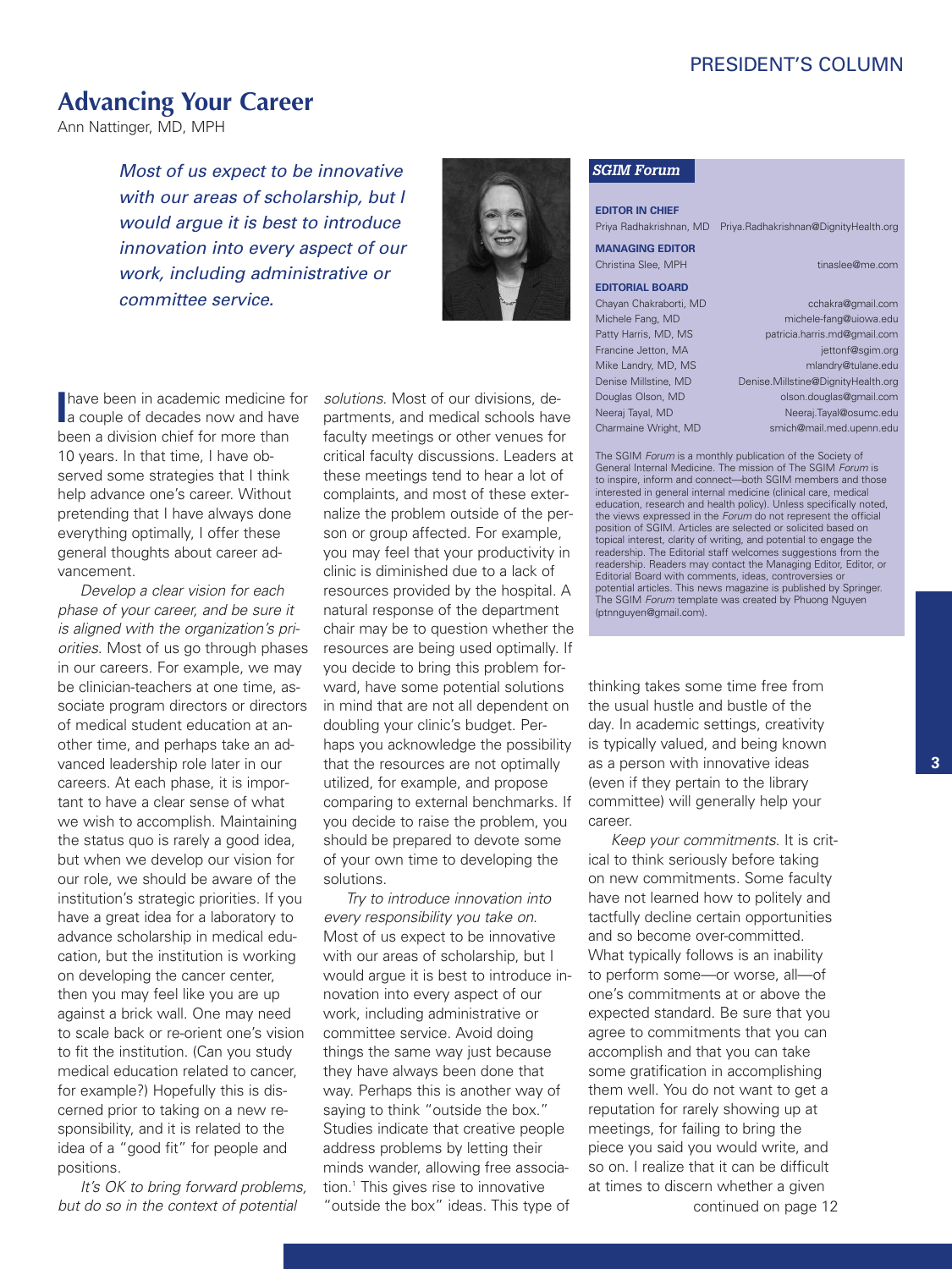# Advancing Your Career

Ann Nattinger, MD, MPH

*Most of us expect to be innovative with our areas of scholarship, but I would argue it is best to introduce innovation into every aspect of our work, including administrative or committee service.*

I have been in academic medicine for a couple of decades now and have been a division chief for more than 10 years. In that time, I have observed some strategies that I think help advance one's career. Without pretending that I have always done everything optimally, I offer these general thoughts about career advancement.

*Develop a clear vision for each phase of your career, and be sure it is aligned with the organization's priorities.* Most of us go through phases in our careers. For example, we may be clinician-teachers at one time, associate program directors or directors of medical student education at another time, and perhaps take an advanced leadership role later in our careers. At each phase, it is important to have a clear sense of what we wish to accomplish. Maintaining the status quo is rarely a good idea, but when we develop our vision for our role, we should be aware of the institution's strategic priorities. If you have a great idea for a laboratory to advance scholarship in medical education, but the institution is working on developing the cancer center, then you may feel like you are up against a brick wall. One may need to scale back or re-orient one's vision to fit the institution. (Can you study medical education related to cancer, for example?) Hopefully this is discerned prior to taking on a new responsibility, and it is related to the idea of a "good fit" for people and positions.

*It's OK to bring forward problems, but do so in the context of potential solutions.* Most of our divisions, departments, and medical schools have faculty meetings or other venues for critical faculty discussions. Leaders at these meetings tend to hear a lot of complaints, and most of these externalize the problem outside of the person or group affected. For example, you may feel that your productivity in clinic is diminished due to a lack of resources provided by the hospital. A natural response of the department chair may be to question whether the resources are being used optimally. If you decide to bring this problem forward, have some potential solutions in mind that are not all dependent on doubling your clinic's budget. Perhaps you acknowledge the possibility that the resources are not optimally utilized, for example, and propose comparing to external benchmarks. If you decide to raise the problem, you should be prepared to devote some of your own time to developing the solutions.

*Try to introduce innovation into every responsibility you take on.* Most of us expect to be innovative with our areas of scholarship, but I would argue it is best to introduce innovation into every aspect of our work, including administrative or committee service. Avoid doing things the same way just because they have always been done that way. Perhaps this is another way of saying to think "outside the box." Studies indicate that creative people address problems by letting their minds wander, allowing free association.[1] This gives rise to innovative "outside the box" ideas. This type of thinking takes some time free from the usual hustle and bustle of the day. In academic settings, creativity is typically valued, and being known as a person with innovative ideas (even if they pertain to the library committee) will generally help your career.

*Keep your commitments.* It is critical to think seriously before taking on new commitments. Some faculty have not learned how to politely and tactfully decline certain opportunities and so become over-committed. What typically follows is an inability to perform some—or worse, all—of one's commitments at or above the expected standard. Be sure that you agree to commitments that you can accomplish and that you can take some gratification in accomplishing them well. You do not want to get a reputation for rarely showing up at meetings, for failing to bring the piece you said you would write, and so on. I realize that it can be difficult at times to discern whether a given

continued on page 12

---

***SGIM Forum***

**EDITOR IN CHIEF**
Priya Radhakrishnan, MD Priya.Radhakrishnan@DignityHealth.org

**MANAGING EDITOR**
Christina Slee, MPH tinaslee@me.com

**EDITORIAL BOARD**

| | |
|---|---|
| Chayan Chakraborti, MD | cchakra@gmail.com |
| Michele Fang, MD | michele-fang@uiowa.edu |
| Patty Harris, MD, MS | patricia.harris.md@gmail.com |
| Francine Jetton, MA | jettonf@sgim.org |
| Mike Landry, MD, MS | mlandry@tulane.edu |
| Denise Millstine, MD | Denise.Millstine@DignityHealth.org |
| Douglas Olson, MD | olson.douglas@gmail.com |
| Neeraj Tayal, MD | Neeraj.Tayal@osumc.edu |
| Charmaine Wright, MD | smich@mail.med.upenn.edu |

The SGIM *Forum* is a monthly publication of the Society of General Internal Medicine. The mission of The SGIM *Forum* is to inspire, inform and connect—both SGIM members and those interested in general internal medicine (clinical care, medical education, research and health policy). Unless specifically noted, the views expressed in the *Forum* do not represent the official position of SGIM. Articles are selected or solicited based on topical interest, clarity of writing, and potential to engage the readership. The Editorial staff welcomes suggestions from the readership. Readers may contact the Managing Editor, Editor, or Editorial Board with comments, ideas, controversies or potential articles. This news magazine is published by Springer. The SGIM *Forum* template was created by Phuong Nguyen (ptnnguyen@gmail.com).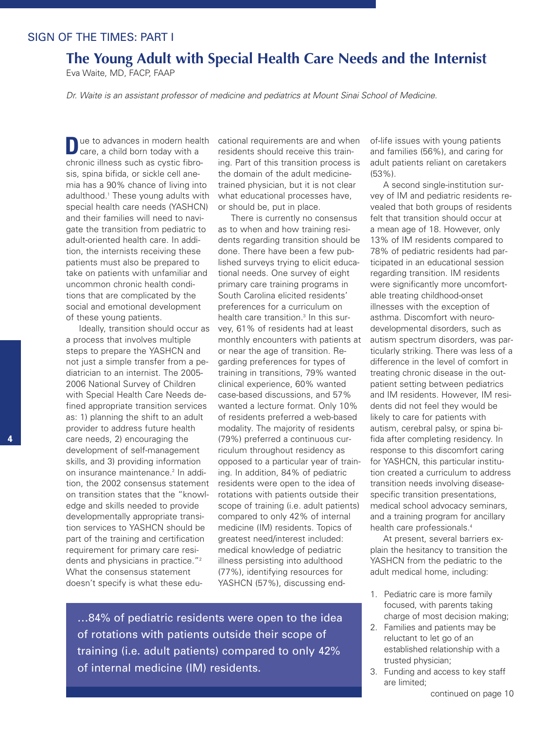SIGN OF THE TIMES: PART I

# The Young Adult with Special Health Care Needs and the Internist

Eva Waite, MD, FACP, FAAP

*Dr. Waite is an assistant professor of medicine and pediatrics at Mount Sinai School of Medicine.*

Due to advances in modern health care, a child born today with a chronic illness such as cystic fibrosis, spina bifida, or sickle cell anemia has a 90% chance of living into adulthood.[1] These young adults with special health care needs (YASHCN) and their families will need to navigate the transition from pediatric to adult-oriented health care. In addition, the internists receiving these patients must also be prepared to take on patients with unfamiliar and uncommon chronic health conditions that are complicated by the social and emotional development of these young patients.

Ideally, transition should occur as a process that involves multiple steps to prepare the YASHCN and not just a simple transfer from a pediatrician to an internist. The 2005-2006 National Survey of Children with Special Health Care Needs defined appropriate transition services as: 1) planning the shift to an adult provider to address future health care needs, 2) encouraging the development of self-management skills, and 3) providing information on insurance maintenance.[2] In addition, the 2002 consensus statement on transition states that the "knowledge and skills needed to provide developmentally appropriate transition services to YASHCN should be part of the training and certification requirement for primary care residents and physicians in practice."[2] What the consensus statement doesn't specify is what these educational requirements are and when residents should receive this training. Part of this transition process is the domain of the adult medicine-trained physician, but it is not clear what educational processes have, or should be, put in place.

There is currently no consensus as to when and how training residents regarding transition should be done. There have been a few published surveys trying to elicit educational needs. One survey of eight primary care training programs in South Carolina elicited residents' preferences for a curriculum on health care transition.[3] In this survey, 61% of residents had at least monthly encounters with patients at or near the age of transition. Regarding preferences for types of training in transitions, 79% wanted clinical experience, 60% wanted case-based discussions, and 57% wanted a lecture format. Only 10% of residents preferred a web-based modality. The majority of residents (79%) preferred a continuous curriculum throughout residency as opposed to a particular year of training. In addition, 84% of pediatric residents were open to the idea of rotations with patients outside their scope of training (i.e. adult patients) compared to only 42% of internal medicine (IM) residents. Topics of greatest need/interest included: medical knowledge of pediatric illness persisting into adulthood (77%), identifying resources for YASHCN (57%), discussing end-of-life issues with young patients and families (56%), and caring for adult patients reliant on caretakers (53%).

> ...84% of pediatric residents were open to the idea of rotations with patients outside their scope of training (i.e. adult patients) compared to only 42% of internal medicine (IM) residents.

A second single-institution survey of IM and pediatric residents revealed that both groups of residents felt that transition should occur at a mean age of 18. However, only 13% of IM residents compared to 78% of pediatric residents had participated in an educational session regarding transition. IM residents were significantly more uncomfortable treating childhood-onset illnesses with the exception of asthma. Discomfort with neurodevelopmental disorders, such as autism spectrum disorders, was particularly striking. There was less of a difference in the level of comfort in treating chronic disease in the outpatient setting between pediatrics and IM residents. However, IM residents did not feel they would be likely to care for patients with autism, cerebral palsy, or spina bifida after completing residency. In response to this discomfort caring for YASHCN, this particular institution created a curriculum to address transition needs involving disease-specific transition presentations, medical school advocacy seminars, and a training program for ancillary health care professionals.[4]

At present, several barriers explain the hesitancy to transition the YASHCN from the pediatric to the adult medical home, including:

1. Pediatric care is more family focused, with parents taking charge of most decision making;
2. Families and patients may be reluctant to let go of an established relationship with a trusted physician;
3. Funding and access to key staff are limited;

continued on page 10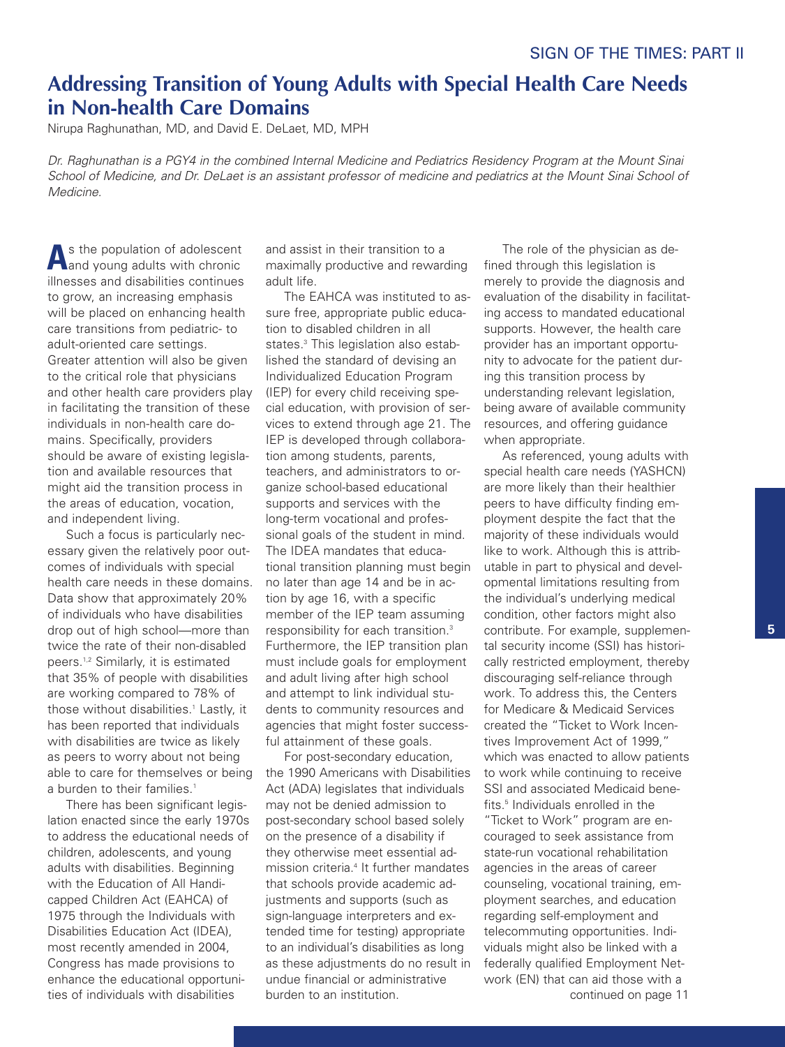SIGN OF THE TIMES: PART II

# Addressing Transition of Young Adults with Special Health Care Needs in Non-health Care Domains

Nirupa Raghunathan, MD, and David E. DeLaet, MD, MPH

*Dr. Raghunathan is a PGY4 in the combined Internal Medicine and Pediatrics Residency Program at the Mount Sinai School of Medicine, and Dr. DeLaet is an assistant professor of medicine and pediatrics at the Mount Sinai School of Medicine.*

As the population of adolescent and young adults with chronic illnesses and disabilities continues to grow, an increasing emphasis will be placed on enhancing health care transitions from pediatric- to adult-oriented care settings. Greater attention will also be given to the critical role that physicians and other health care providers play in facilitating the transition of these individuals in non-health care domains. Specifically, providers should be aware of existing legislation and available resources that might aid the transition process in the areas of education, vocation, and independent living.

Such a focus is particularly necessary given the relatively poor outcomes of individuals with special health care needs in these domains. Data show that approximately 20% of individuals who have disabilities drop out of high school—more than twice the rate of their non-disabled peers.[1,2] Similarly, it is estimated that 35% of people with disabilities are working compared to 78% of those without disabilities.[1] Lastly, it has been reported that individuals with disabilities are twice as likely as peers to worry about not being able to care for themselves or being a burden to their families.[1]

There has been significant legislation enacted since the early 1970s to address the educational needs of children, adolescents, and young adults with disabilities. Beginning with the Education of All Handicapped Children Act (EAHCA) of 1975 through the Individuals with Disabilities Education Act (IDEA), most recently amended in 2004, Congress has made provisions to enhance the educational opportunities of individuals with disabilities and assist in their transition to a maximally productive and rewarding adult life.

The EAHCA was instituted to assure free, appropriate public education to disabled children in all states.[3] This legislation also established the standard of devising an Individualized Education Program (IEP) for every child receiving special education, with provision of services to extend through age 21. The IEP is developed through collaboration among students, parents, teachers, and administrators to organize school-based educational supports and services with the long-term vocational and professional goals of the student in mind. The IDEA mandates that educational transition planning must begin no later than age 14 and be in action by age 16, with a specific member of the IEP team assuming responsibility for each transition.[3] Furthermore, the IEP transition plan must include goals for employment and adult living after high school and attempt to link individual students to community resources and agencies that might foster successful attainment of these goals.

For post-secondary education, the 1990 Americans with Disabilities Act (ADA) legislates that individuals may not be denied admission to post-secondary school based solely on the presence of a disability if they otherwise meet essential admission criteria.[4] It further mandates that schools provide academic adjustments and supports (such as sign-language interpreters and extended time for testing) appropriate to an individual's disabilities as long as these adjustments do no result in undue financial or administrative burden to an institution.

The role of the physician as defined through this legislation is merely to provide the diagnosis and evaluation of the disability in facilitating access to mandated educational supports. However, the health care provider has an important opportunity to advocate for the patient during this transition process by understanding relevant legislation, being aware of available community resources, and offering guidance when appropriate.

As referenced, young adults with special health care needs (YASHCN) are more likely than their healthier peers to have difficulty finding employment despite the fact that the majority of these individuals would like to work. Although this is attributable in part to physical and developmental limitations resulting from the individual's underlying medical condition, other factors might also contribute. For example, supplemental security income (SSI) has historically restricted employment, thereby discouraging self-reliance through work. To address this, the Centers for Medicare & Medicaid Services created the "Ticket to Work Incentives Improvement Act of 1999," which was enacted to allow patients to work while continuing to receive SSI and associated Medicaid benefits.[5] Individuals enrolled in the "Ticket to Work" program are encouraged to seek assistance from state-run vocational rehabilitation agencies in the areas of career counseling, vocational training, employment searches, and education regarding self-employment and telecommuting opportunities. Individuals might also be linked with a federally qualified Employment Network (EN) that can aid those with a

continued on page 11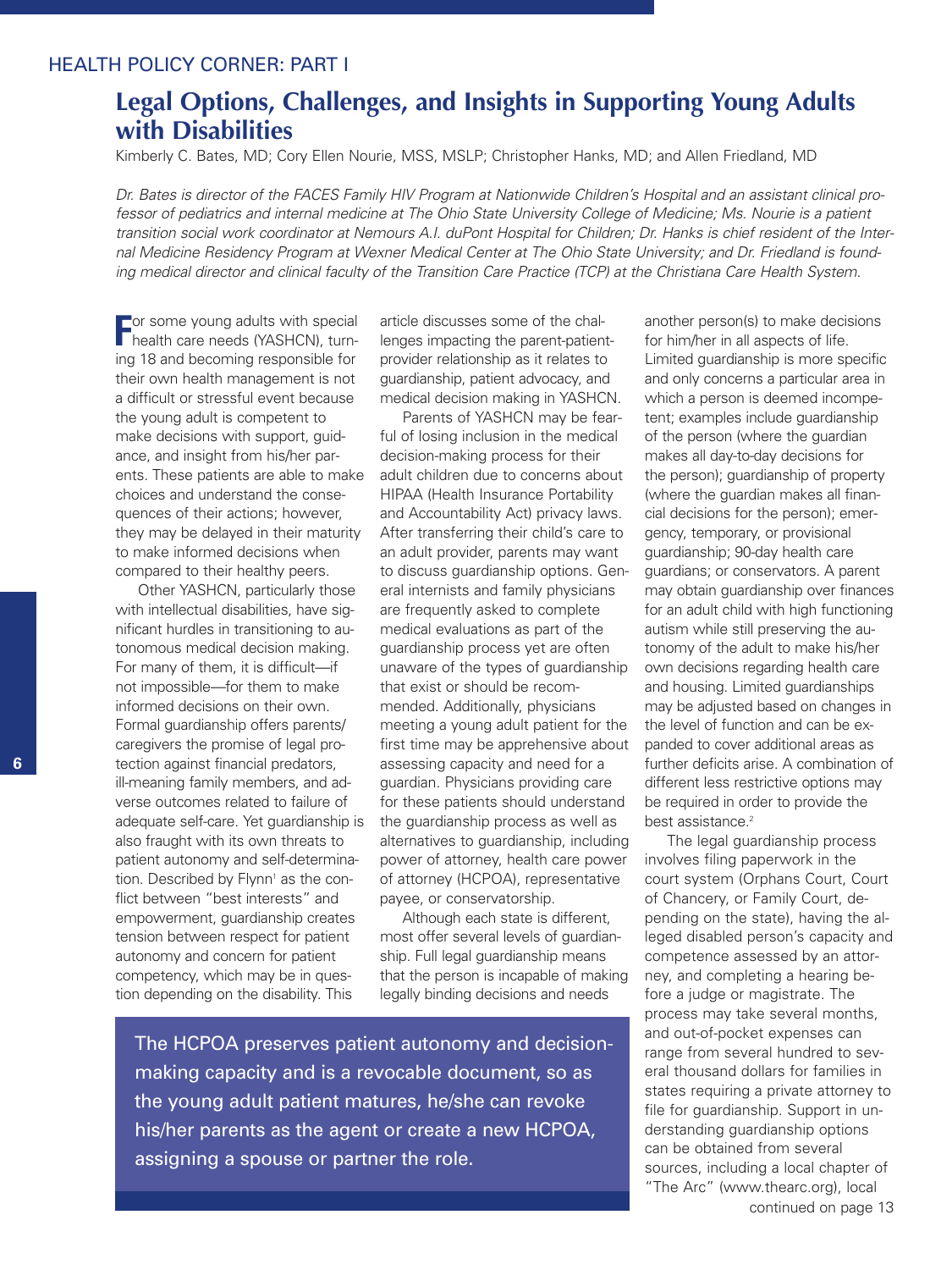HEALTH POLICY CORNER: PART I

# Legal Options, Challenges, and Insights in Supporting Young Adults with Disabilities

Kimberly C. Bates, MD; Cory Ellen Nourie, MSS, MSLP; Christopher Hanks, MD; and Allen Friedland, MD

*Dr. Bates is director of the FACES Family HIV Program at Nationwide Children's Hospital and an assistant clinical professor of pediatrics and internal medicine at The Ohio State University College of Medicine; Ms. Nourie is a patient transition social work coordinator at Nemours A.I. duPont Hospital for Children; Dr. Hanks is chief resident of the Internal Medicine Residency Program at Wexner Medical Center at The Ohio State University; and Dr. Friedland is founding medical director and clinical faculty of the Transition Care Practice (TCP) at the Christiana Care Health System.*

For some young adults with special health care needs (YASHCN), turning 18 and becoming responsible for their own health management is not a difficult or stressful event because the young adult is competent to make decisions with support, guidance, and insight from his/her parents. These patients are able to make choices and understand the consequences of their actions; however, they may be delayed in their maturity to make informed decisions when compared to their healthy peers.

Other YASHCN, particularly those with intellectual disabilities, have significant hurdles in transitioning to autonomous medical decision making. For many of them, it is difficult—if not impossible—for them to make informed decisions on their own. Formal guardianship offers parents/caregivers the promise of legal protection against financial predators, ill-meaning family members, and adverse outcomes related to failure of adequate self-care. Yet guardianship is also fraught with its own threats to patient autonomy and self-determination. Described by Flynn[1] as the conflict between "best interests" and empowerment, guardianship creates tension between respect for patient autonomy and concern for patient competency, which may be in question depending on the disability. This article discusses some of the challenges impacting the parent-patient-provider relationship as it relates to guardianship, patient advocacy, and medical decision making in YASHCN.

Parents of YASHCN may be fearful of losing inclusion in the medical decision-making process for their adult children due to concerns about HIPAA (Health Insurance Portability and Accountability Act) privacy laws. After transferring their child's care to an adult provider, parents may want to discuss guardianship options. General internists and family physicians are frequently asked to complete medical evaluations as part of the guardianship process yet are often unaware of the types of guardianship that exist or should be recommended. Additionally, physicians meeting a young adult patient for the first time may be apprehensive about assessing capacity and need for a guardian. Physicians providing care for these patients should understand the guardianship process as well as alternatives to guardianship, including power of attorney, health care power of attorney (HCPOA), representative payee, or conservatorship.

Although each state is different, most offer several levels of guardianship. Full legal guardianship means that the person is incapable of making legally binding decisions and needs another person(s) to make decisions for him/her in all aspects of life. Limited guardianship is more specific and only concerns a particular area in which a person is deemed incompetent; examples include guardianship of the person (where the guardian makes all day-to-day decisions for the person); guardianship of property (where the guardian makes all financial decisions for the person); emergency, temporary, or provisional guardianship; 90-day health care guardians; or conservators. A parent may obtain guardianship over finances for an adult child with high functioning autism while still preserving the autonomy of the adult to make his/her own decisions regarding health care and housing. Limited guardianships may be adjusted based on changes in the level of function and can be expanded to cover additional areas as further deficits arise. A combination of different less restrictive options may be required in order to provide the best assistance.[2]

> The HCPOA preserves patient autonomy and decision-making capacity and is a revocable document, so as the young adult patient matures, he/she can revoke his/her parents as the agent or create a new HCPOA, assigning a spouse or partner the role.

The legal guardianship process involves filing paperwork in the court system (Orphans Court, Court of Chancery, or Family Court, depending on the state), having the alleged disabled person's capacity and competence assessed by an attorney, and completing a hearing before a judge or magistrate. The process may take several months, and out-of-pocket expenses can range from several hundred to several thousand dollars for families in states requiring a private attorney to file for guardianship. Support in understanding guardianship options can be obtained from several sources, including a local chapter of "The Arc" (www.thearc.org), local

continued on page 13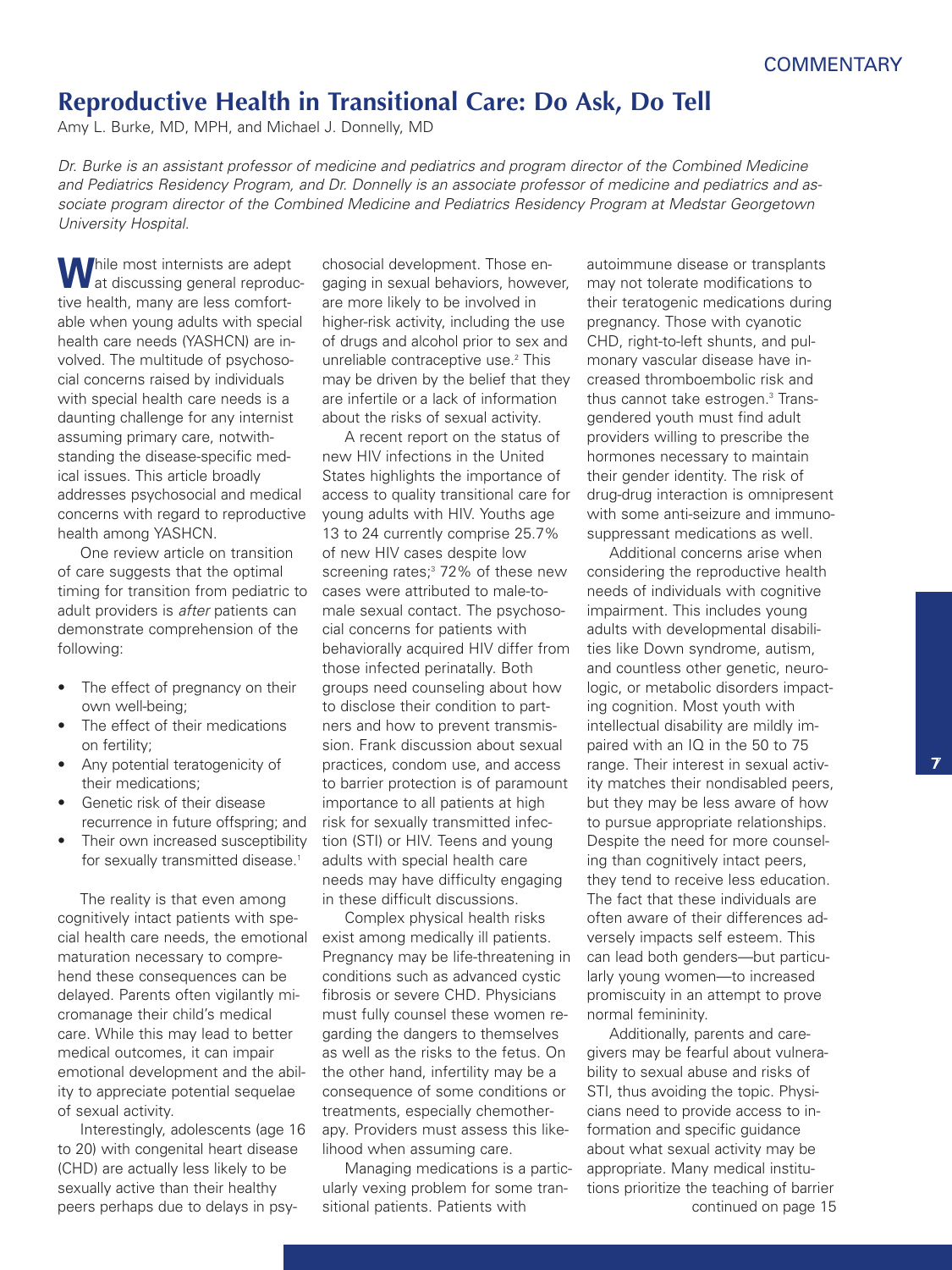# Reproductive Health in Transitional Care: Do Ask, Do Tell

Amy L. Burke, MD, MPH, and Michael J. Donnelly, MD

*Dr. Burke is an assistant professor of medicine and pediatrics and program director of the Combined Medicine and Pediatrics Residency Program, and Dr. Donnelly is an associate professor of medicine and pediatrics and associate program director of the Combined Medicine and Pediatrics Residency Program at Medstar Georgetown University Hospital.*

While most internists are adept at discussing general reproductive health, many are less comfortable when young adults with special health care needs (YASHCN) are involved. The multitude of psychosocial concerns raised by individuals with special health care needs is a daunting challenge for any internist assuming primary care, notwithstanding the disease-specific medical issues. This article broadly addresses psychosocial and medical concerns with regard to reproductive health among YASHCN.

One review article on transition of care suggests that the optimal timing for transition from pediatric to adult providers is *after* patients can demonstrate comprehension of the following:

- The effect of pregnancy on their own well-being;
- The effect of their medications on fertility;
- Any potential teratogenicity of their medications;
- Genetic risk of their disease recurrence in future offspring; and
- Their own increased susceptibility for sexually transmitted disease.[1]

The reality is that even among cognitively intact patients with special health care needs, the emotional maturation necessary to comprehend these consequences can be delayed. Parents often vigilantly micromanage their child's medical care. While this may lead to better medical outcomes, it can impair emotional development and the ability to appreciate potential sequelae of sexual activity.

Interestingly, adolescents (age 16 to 20) with congenital heart disease (CHD) are actually less likely to be sexually active than their healthy peers perhaps due to delays in psychosocial development. Those engaging in sexual behaviors, however, are more likely to be involved in higher-risk activity, including the use of drugs and alcohol prior to sex and unreliable contraceptive use.[2] This may be driven by the belief that they are infertile or a lack of information about the risks of sexual activity.

A recent report on the status of new HIV infections in the United States highlights the importance of access to quality transitional care for young adults with HIV. Youths age 13 to 24 currently comprise 25.7% of new HIV cases despite low screening rates;[3] 72% of these new cases were attributed to male-to-male sexual contact. The psychosocial concerns for patients with behaviorally acquired HIV differ from those infected perinatally. Both groups need counseling about how to disclose their condition to partners and how to prevent transmission. Frank discussion about sexual practices, condom use, and access to barrier protection is of paramount importance to all patients at high risk for sexually transmitted infection (STI) or HIV. Teens and young adults with special health care needs may have difficulty engaging in these difficult discussions.

Complex physical health risks exist among medically ill patients. Pregnancy may be life-threatening in conditions such as advanced cystic fibrosis or severe CHD. Physicians must fully counsel these women regarding the dangers to themselves as well as the risks to the fetus. On the other hand, infertility may be a consequence of some conditions or treatments, especially chemotherapy. Providers must assess this likelihood when assuming care.

Managing medications is a particularly vexing problem for some transitional patients. Patients with autoimmune disease or transplants may not tolerate modifications to their teratogenic medications during pregnancy. Those with cyanotic CHD, right-to-left shunts, and pulmonary vascular disease have increased thromboembolic risk and thus cannot take estrogen.[3] Transgendered youth must find adult providers willing to prescribe the hormones necessary to maintain their gender identity. The risk of drug-drug interaction is omnipresent with some anti-seizure and immunosuppressant medications as well.

Additional concerns arise when considering the reproductive health needs of individuals with cognitive impairment. This includes young adults with developmental disabilities like Down syndrome, autism, and countless other genetic, neurologic, or metabolic disorders impacting cognition. Most youth with intellectual disability are mildly impaired with an IQ in the 50 to 75 range. Their interest in sexual activity matches their nondisabled peers, but they may be less aware of how to pursue appropriate relationships. Despite the need for more counseling than cognitively intact peers, they tend to receive less education. The fact that these individuals are often aware of their differences adversely impacts self esteem. This can lead both genders—but particularly young women—to increased promiscuity in an attempt to prove normal femininity.

Additionally, parents and caregivers may be fearful about vulnerability to sexual abuse and risks of STI, thus avoiding the topic. Physicians need to provide access to information and specific guidance about what sexual activity may be appropriate. Many medical institutions prioritize the teaching of barrier

continued on page 15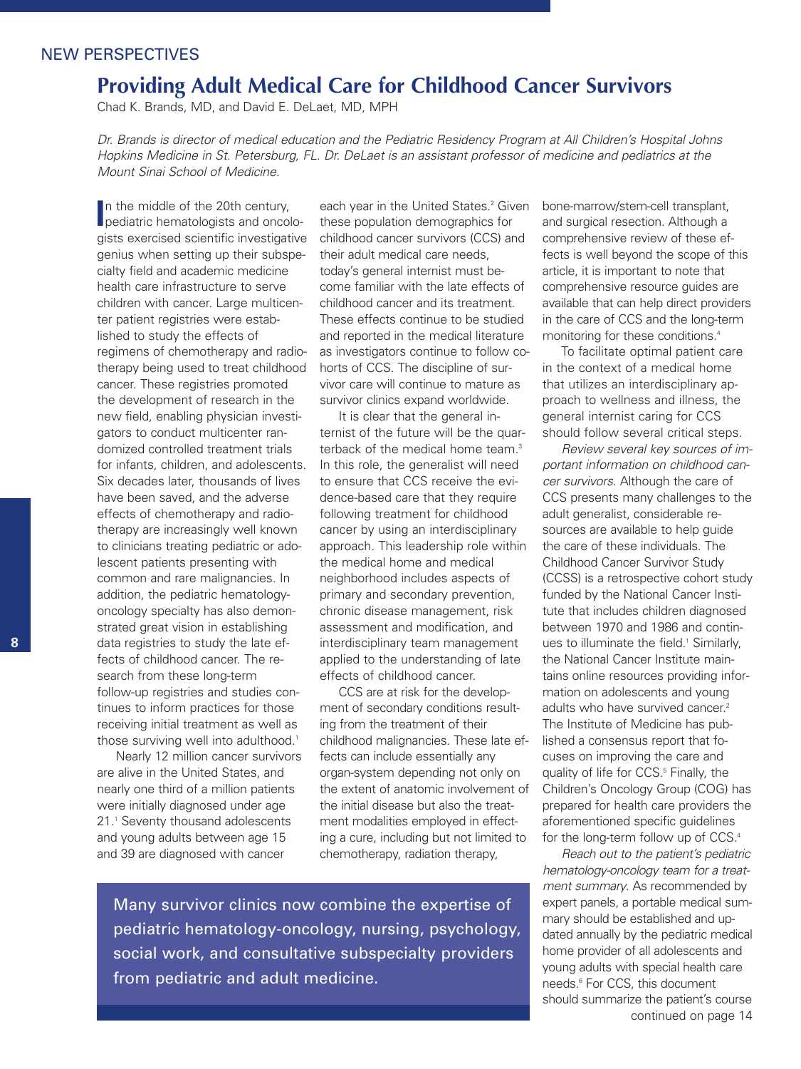NEW PERSPECTIVES

# Providing Adult Medical Care for Childhood Cancer Survivors

Chad K. Brands, MD, and David E. DeLaet, MD, MPH

*Dr. Brands is director of medical education and the Pediatric Residency Program at All Children's Hospital Johns Hopkins Medicine in St. Petersburg, FL. Dr. DeLaet is an assistant professor of medicine and pediatrics at the Mount Sinai School of Medicine.*

In the middle of the 20th century, pediatric hematologists and oncologists exercised scientific investigative genius when setting up their subspecialty field and academic medicine health care infrastructure to serve children with cancer. Large multicenter patient registries were established to study the effects of regimens of chemotherapy and radiotherapy being used to treat childhood cancer. These registries promoted the development of research in the new field, enabling physician investigators to conduct multicenter randomized controlled treatment trials for infants, children, and adolescents. Six decades later, thousands of lives have been saved, and the adverse effects of chemotherapy and radiotherapy are increasingly well known to clinicians treating pediatric or adolescent patients presenting with common and rare malignancies. In addition, the pediatric hematology-oncology specialty has also demonstrated great vision in establishing data registries to study the late effects of childhood cancer. The research from these long-term follow-up registries and studies continues to inform practices for those receiving initial treatment as well as those surviving well into adulthood.[1]

Nearly 12 million cancer survivors are alive in the United States, and nearly one third of a million patients were initially diagnosed under age 21.[1] Seventy thousand adolescents and young adults between age 15 and 39 are diagnosed with cancer each year in the United States.[2] Given these population demographics for childhood cancer survivors (CCS) and their adult medical care needs, today's general internist must become familiar with the late effects of childhood cancer and its treatment. These effects continue to be studied and reported in the medical literature as investigators continue to follow cohorts of CCS. The discipline of survivor care will continue to mature as survivor clinics expand worldwide.

It is clear that the general internist of the future will be the quarterback of the medical home team.[3] In this role, the generalist will need to ensure that CCS receive the evidence-based care that they require following treatment for childhood cancer by using an interdisciplinary approach. This leadership role within the medical home and medical neighborhood includes aspects of primary and secondary prevention, chronic disease management, risk assessment and modification, and interdisciplinary team management applied to the understanding of late effects of childhood cancer.

CCS are at risk for the development of secondary conditions resulting from the treatment of their childhood malignancies. These late effects can include essentially any organ-system depending not only on the extent of anatomic involvement of the initial disease but also the treatment modalities employed in effecting a cure, including but not limited to chemotherapy, radiation therapy, bone-marrow/stem-cell transplant, and surgical resection. Although a comprehensive review of these effects is well beyond the scope of this article, it is important to note that comprehensive resource guides are available that can help direct providers in the care of CCS and the long-term monitoring for these conditions.[4]

> Many survivor clinics now combine the expertise of pediatric hematology-oncology, nursing, psychology, social work, and consultative subspecialty providers from pediatric and adult medicine.

To facilitate optimal patient care in the context of a medical home that utilizes an interdisciplinary approach to wellness and illness, the general internist caring for CCS should follow several critical steps.

*Review several key sources of important information on childhood cancer survivors.* Although the care of CCS presents many challenges to the adult generalist, considerable resources are available to help guide the care of these individuals. The Childhood Cancer Survivor Study (CCSS) is a retrospective cohort study funded by the National Cancer Institute that includes children diagnosed between 1970 and 1986 and continues to illuminate the field.[1] Similarly, the National Cancer Institute maintains online resources providing information on adolescents and young adults who have survived cancer.[2] The Institute of Medicine has published a consensus report that focuses on improving the care and quality of life for CCS.[5] Finally, the Children's Oncology Group (COG) has prepared for health care providers the aforementioned specific guidelines for the long-term follow up of CCS.[4]

*Reach out to the patient's pediatric hematology-oncology team for a treatment summary.* As recommended by expert panels, a portable medical summary should be established and updated annually by the pediatric medical home provider of all adolescents and young adults with special health care needs.[6] For CCS, this document should summarize the patient's course

continued on page 14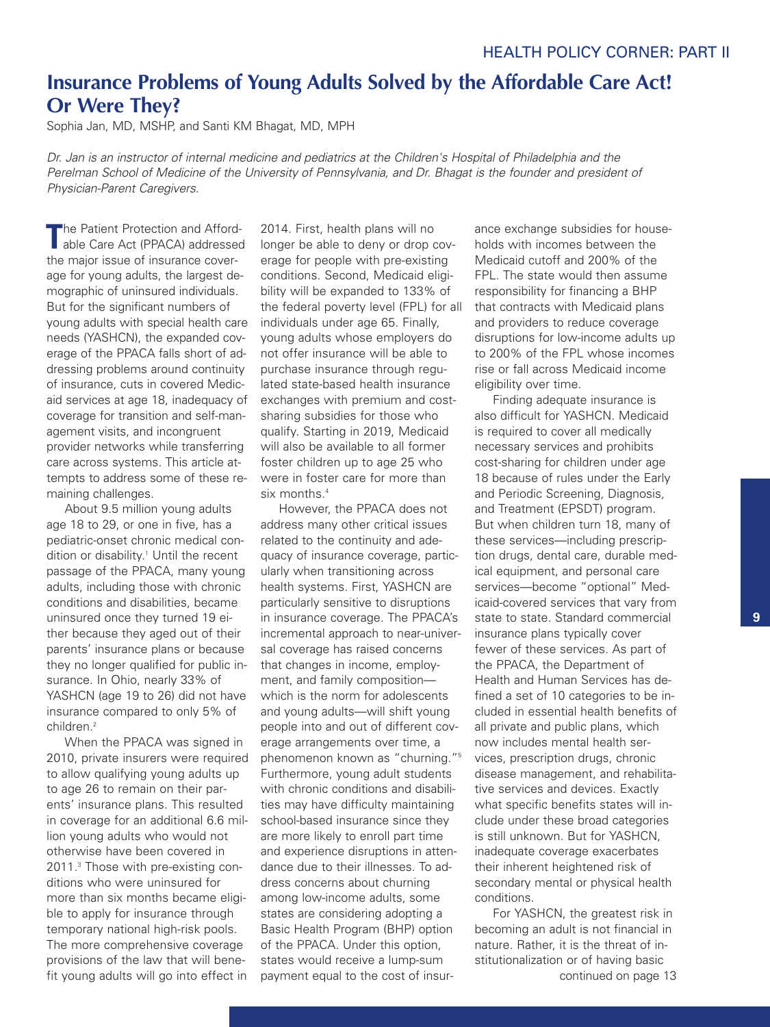HEALTH POLICY CORNER: PART II

# Insurance Problems of Young Adults Solved by the Affordable Care Act! Or Were They?

Sophia Jan, MD, MSHP, and Santi KM Bhagat, MD, MPH

*Dr. Jan is an instructor of internal medicine and pediatrics at the Children's Hospital of Philadelphia and the Perelman School of Medicine of the University of Pennsylvania, and Dr. Bhagat is the founder and president of Physician-Parent Caregivers.*

The Patient Protection and Affordable Care Act (PPACA) addressed the major issue of insurance coverage for young adults, the largest demographic of uninsured individuals. But for the significant numbers of young adults with special health care needs (YASHCN), the expanded coverage of the PPACA falls short of addressing problems around continuity of insurance, cuts in covered Medicaid services at age 18, inadequacy of coverage for transition and self-management visits, and incongruent provider networks while transferring care across systems. This article attempts to address some of these remaining challenges.

About 9.5 million young adults age 18 to 29, or one in five, has a pediatric-onset chronic medical condition or disability.[1] Until the recent passage of the PPACA, many young adults, including those with chronic conditions and disabilities, became uninsured once they turned 19 either because they aged out of their parents' insurance plans or because they no longer qualified for public insurance. In Ohio, nearly 33% of YASHCN (age 19 to 26) did not have insurance compared to only 5% of children.[2]

When the PPACA was signed in 2010, private insurers were required to allow qualifying young adults up to age 26 to remain on their parents' insurance plans. This resulted in coverage for an additional 6.6 million young adults who would not otherwise have been covered in 2011.[3] Those with pre-existing conditions who were uninsured for more than six months became eligible to apply for insurance through temporary national high-risk pools. The more comprehensive coverage provisions of the law that will benefit young adults will go into effect in 2014. First, health plans will no longer be able to deny or drop coverage for people with pre-existing conditions. Second, Medicaid eligibility will be expanded to 133% of the federal poverty level (FPL) for all individuals under age 65. Finally, young adults whose employers do not offer insurance will be able to purchase insurance through regulated state-based health insurance exchanges with premium and cost-sharing subsidies for those who qualify. Starting in 2019, Medicaid will also be available to all former foster children up to age 25 who were in foster care for more than six months.[4]

However, the PPACA does not address many other critical issues related to the continuity and adequacy of insurance coverage, particularly when transitioning across health systems. First, YASHCN are particularly sensitive to disruptions in insurance coverage. The PPACA's incremental approach to near-universal coverage has raised concerns that changes in income, employment, and family composition—which is the norm for adolescents and young adults—will shift young people into and out of different coverage arrangements over time, a phenomenon known as "churning."[5] Furthermore, young adult students with chronic conditions and disabilities may have difficulty maintaining school-based insurance since they are more likely to enroll part time and experience disruptions in attendance due to their illnesses. To address concerns about churning among low-income adults, some states are considering adopting a Basic Health Program (BHP) option of the PPACA. Under this option, states would receive a lump-sum payment equal to the cost of insurance exchange subsidies for households with incomes between the Medicaid cutoff and 200% of the FPL. The state would then assume responsibility for financing a BHP that contracts with Medicaid plans and providers to reduce coverage disruptions for low-income adults up to 200% of the FPL whose incomes rise or fall across Medicaid income eligibility over time.

Finding adequate insurance is also difficult for YASHCN. Medicaid is required to cover all medically necessary services and prohibits cost-sharing for children under age 18 because of rules under the Early and Periodic Screening, Diagnosis, and Treatment (EPSDT) program. But when children turn 18, many of these services—including prescription drugs, dental care, durable medical equipment, and personal care services—become "optional" Medicaid-covered services that vary from state to state. Standard commercial insurance plans typically cover fewer of these services. As part of the PPACA, the Department of Health and Human Services has defined a set of 10 categories to be included in essential health benefits of all private and public plans, which now includes mental health services, prescription drugs, chronic disease management, and rehabilitative services and devices. Exactly what specific benefits states will include under these broad categories is still unknown. But for YASHCN, inadequate coverage exacerbates their inherent heightened risk of secondary mental or physical health conditions.

For YASHCN, the greatest risk in becoming an adult is not financial in nature. Rather, it is the threat of institutionalization or of having basic

continued on page 13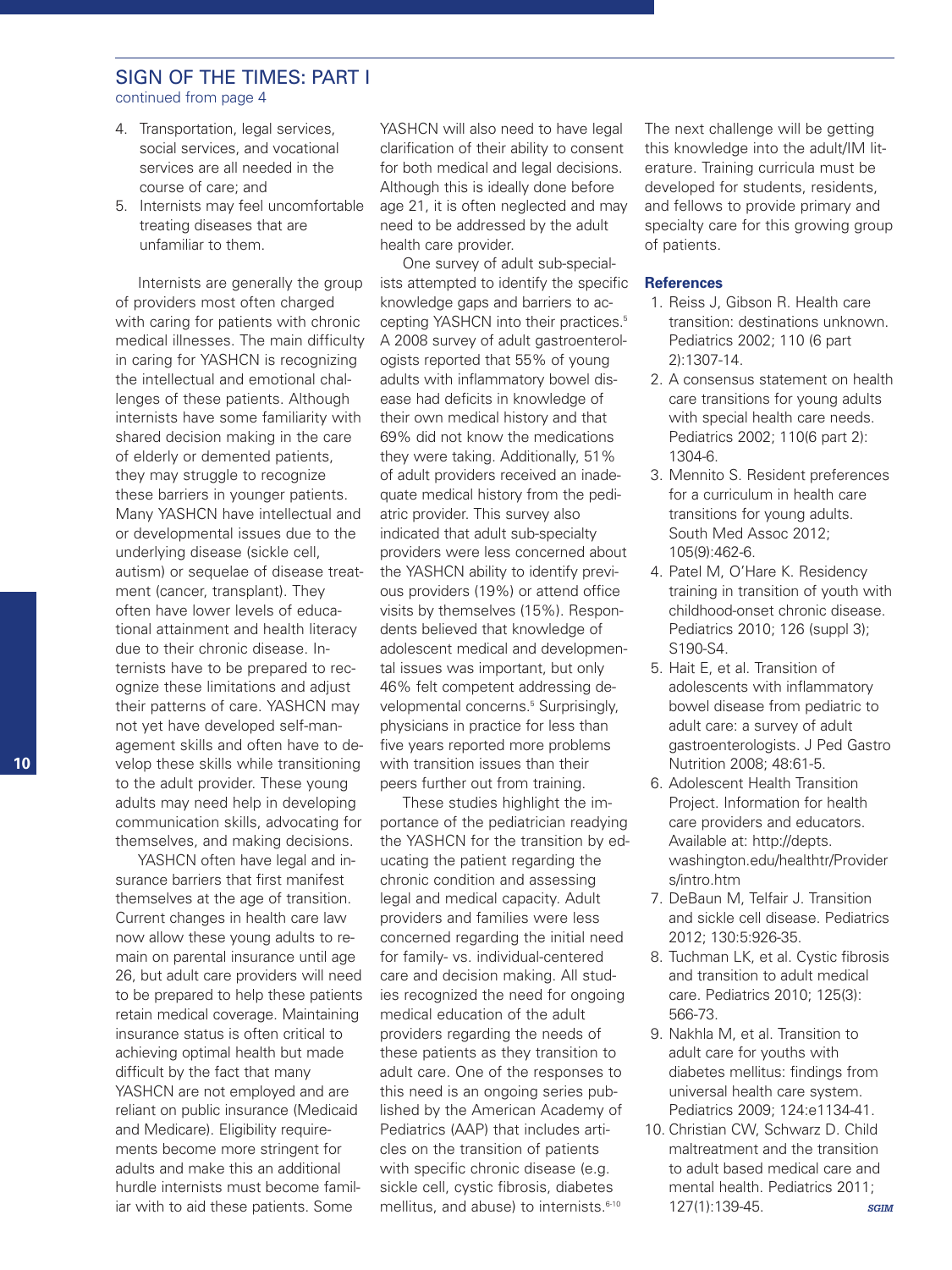## SIGN OF THE TIMES: PART I

continued from page 4

4. Transportation, legal services, social services, and vocational services are all needed in the course of care; and
5. Internists may feel uncomfortable treating diseases that are unfamiliar to them.

Internists are generally the group of providers most often charged with caring for patients with chronic medical illnesses. The main difficulty in caring for YASHCN is recognizing the intellectual and emotional challenges of these patients. Although internists have some familiarity with shared decision making in the care of elderly or demented patients, they may struggle to recognize these barriers in younger patients. Many YASHCN have intellectual and or developmental issues due to the underlying disease (sickle cell, autism) or sequelae of disease treatment (cancer, transplant). They often have lower levels of educational attainment and health literacy due to their chronic disease. Internists have to be prepared to recognize these limitations and adjust their patterns of care. YASHCN may not yet have developed self-management skills and often have to develop these skills while transitioning to the adult provider. These young adults may need help in developing communication skills, advocating for themselves, and making decisions.

YASHCN often have legal and insurance barriers that first manifest themselves at the age of transition. Current changes in health care law now allow these young adults to remain on parental insurance until age 26, but adult care providers will need to be prepared to help these patients retain medical coverage. Maintaining insurance status is often critical to achieving optimal health but made difficult by the fact that many YASHCN are not employed and are reliant on public insurance (Medicaid and Medicare). Eligibility requirements become more stringent for adults and make this an additional hurdle internists must become familiar with to aid these patients. Some YASHCN will also need to have legal clarification of their ability to consent for both medical and legal decisions. Although this is ideally done before age 21, it is often neglected and may need to be addressed by the adult health care provider.

One survey of adult sub-specialists attempted to identify the specific knowledge gaps and barriers to accepting YASHCN into their practices.[5] A 2008 survey of adult gastroenterologists reported that 55% of young adults with inflammatory bowel disease had deficits in knowledge of their own medical history and that 69% did not know the medications they were taking. Additionally, 51% of adult providers received an inadequate medical history from the pediatric provider. This survey also indicated that adult sub-specialty providers were less concerned about the YASHCN ability to identify previous providers (19%) or attend office visits by themselves (15%). Respondents believed that knowledge of adolescent medical and developmental issues was important, but only 46% felt competent addressing developmental concerns.[5] Surprisingly, physicians in practice for less than five years reported more problems with transition issues than their peers further out from training.

These studies highlight the importance of the pediatrician readying the YASHCN for the transition by educating the patient regarding the chronic condition and assessing legal and medical capacity. Adult providers and families were less concerned regarding the initial need for family- vs. individual-centered care and decision making. All studies recognized the need for ongoing medical education of the adult providers regarding the needs of these patients as they transition to adult care. One of the responses to this need is an ongoing series published by the American Academy of Pediatrics (AAP) that includes articles on the transition of patients with specific chronic disease (e.g. sickle cell, cystic fibrosis, diabetes mellitus, and abuse) to internists.[6-10]

The next challenge will be getting this knowledge into the adult/IM literature. Training curricula must be developed for students, residents, and fellows to provide primary and specialty care for this growing group of patients.

**References**

1. Reiss J, Gibson R. Health care transition: destinations unknown. Pediatrics 2002; 110 (6 part 2):1307-14.
2. A consensus statement on health care transitions for young adults with special health care needs. Pediatrics 2002; 110(6 part 2): 1304-6.
3. Mennito S. Resident preferences for a curriculum in health care transitions for young adults. South Med Assoc 2012; 105(9):462-6.
4. Patel M, O'Hare K. Residency training in transition of youth with childhood-onset chronic disease. Pediatrics 2010; 126 (suppl 3); S190-S4.
5. Hait E, et al. Transition of adolescents with inflammatory bowel disease from pediatric to adult care: a survey of adult gastroenterologists. J Ped Gastro Nutrition 2008; 48:61-5.
6. Adolescent Health Transition Project. Information for health care providers and educators. Available at: http://depts.washington.edu/healthtr/Providers/intro.htm
7. DeBaun M, Telfair J. Transition and sickle cell disease. Pediatrics 2012; 130:5:926-35.
8. Tuchman LK, et al. Cystic fibrosis and transition to adult medical care. Pediatrics 2010; 125(3): 566-73.
9. Nakhla M, et al. Transition to adult care for youths with diabetes mellitus: findings from universal health care system. Pediatrics 2009; 124:e1134-41.
10. Christian CW, Schwarz D. Child maltreatment and the transition to adult based medical care and mental health. Pediatrics 2011; 127(1):139-45.

*SGIM*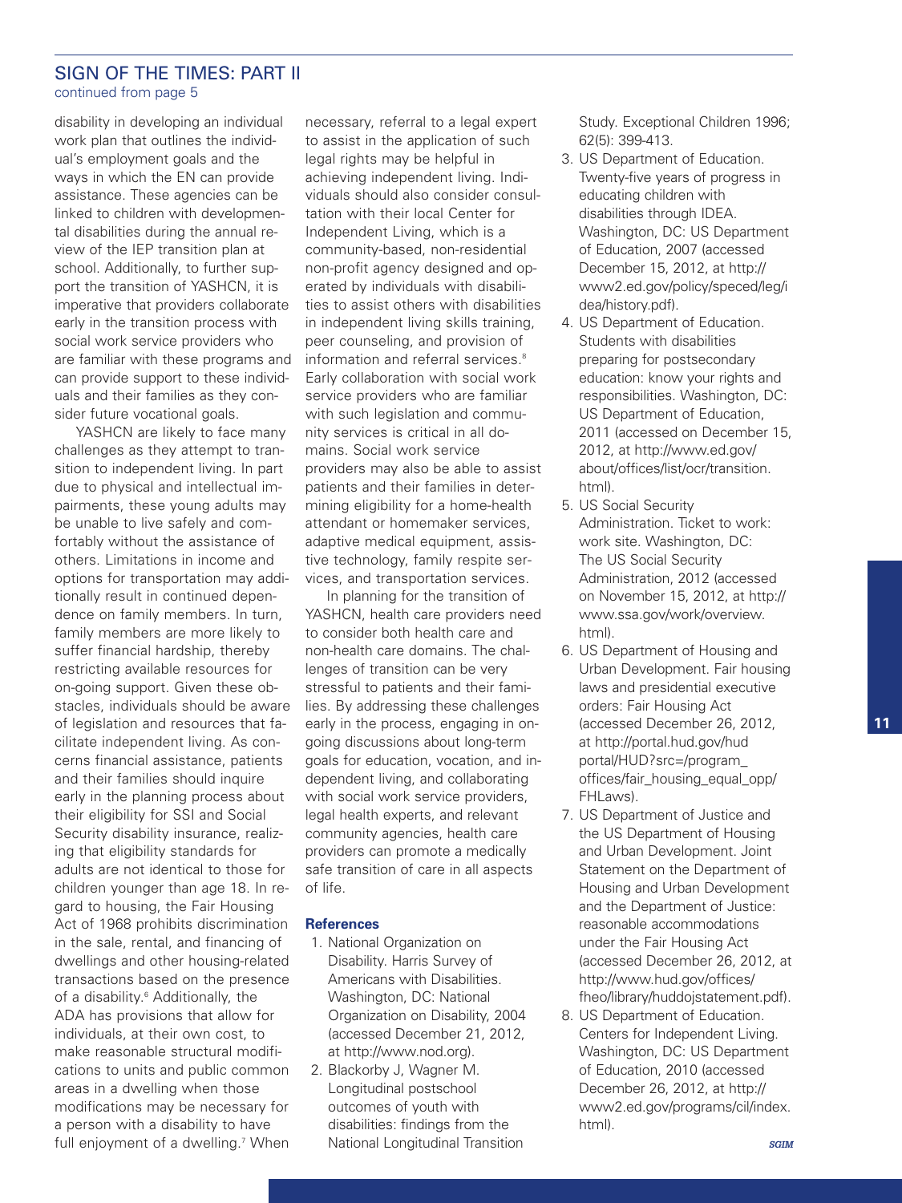## SIGN OF THE TIMES: PART II

continued from page 5

disability in developing an individual work plan that outlines the individual's employment goals and the ways in which the EN can provide assistance. These agencies can be linked to children with developmental disabilities during the annual review of the IEP transition plan at school. Additionally, to further support the transition of YASHCN, it is imperative that providers collaborate early in the transition process with social work service providers who are familiar with these programs and can provide support to these individuals and their families as they consider future vocational goals.

YASHCN are likely to face many challenges as they attempt to transition to independent living. In part due to physical and intellectual impairments, these young adults may be unable to live safely and comfortably without the assistance of others. Limitations in income and options for transportation may additionally result in continued dependence on family members. In turn, family members are more likely to suffer financial hardship, thereby restricting available resources for on-going support. Given these obstacles, individuals should be aware of legislation and resources that facilitate independent living. As concerns financial assistance, patients and their families should inquire early in the planning process about their eligibility for SSI and Social Security disability insurance, realizing that eligibility standards for adults are not identical to those for children younger than age 18. In regard to housing, the Fair Housing Act of 1968 prohibits discrimination in the sale, rental, and financing of dwellings and other housing-related transactions based on the presence of a disability.[6] Additionally, the ADA has provisions that allow for individuals, at their own cost, to make reasonable structural modifications to units and public common areas in a dwelling when those modifications may be necessary for a person with a disability to have full enjoyment of a dwelling.[7] When necessary, referral to a legal expert to assist in the application of such legal rights may be helpful in achieving independent living. Individuals should also consider consultation with their local Center for Independent Living, which is a community-based, non-residential non-profit agency designed and operated by individuals with disabilities to assist others with disabilities in independent living skills training, peer counseling, and provision of information and referral services.[8] Early collaboration with social work service providers who are familiar with such legislation and community services is critical in all domains. Social work service providers may also be able to assist patients and their families in determining eligibility for a home-health attendant or homemaker services, adaptive medical equipment, assistive technology, family respite services, and transportation services.

In planning for the transition of YASHCN, health care providers need to consider both health care and non-health care domains. The challenges of transition can be very stressful to patients and their families. By addressing these challenges early in the process, engaging in on-going discussions about long-term goals for education, vocation, and independent living, and collaborating with social work service providers, legal health experts, and relevant community agencies, health care providers can promote a medically safe transition of care in all aspects of life.

### References

1. National Organization on Disability. Harris Survey of Americans with Disabilities. Washington, DC: National Organization on Disability, 2004 (accessed December 21, 2012, at http://www.nod.org).
2. Blackorby J, Wagner M. Longitudinal postschool outcomes of youth with disabilities: findings from the National Longitudinal Transition Study. Exceptional Children 1996; 62(5): 399-413.
3. US Department of Education. Twenty-five years of progress in educating children with disabilities through IDEA. Washington, DC: US Department of Education, 2007 (accessed December 15, 2012, at http://www2.ed.gov/policy/speced/leg/idea/history.pdf).
4. US Department of Education. Students with disabilities preparing for postsecondary education: know your rights and responsibilities. Washington, DC: US Department of Education, 2011 (accessed on December 15, 2012, at http://www.ed.gov/about/offices/list/ocr/transition.html).
5. US Social Security Administration. Ticket to work: work site. Washington, DC: The US Social Security Administration, 2012 (accessed on November 15, 2012, at http://www.ssa.gov/work/overview.html).
6. US Department of Housing and Urban Development. Fair housing laws and presidential executive orders: Fair Housing Act (accessed December 26, 2012, at http://portal.hud.gov/hudportal/HUD?src=/program_offices/fair_housing_equal_opp/FHLaws).
7. US Department of Justice and the US Department of Housing and Urban Development. Joint Statement on the Department of Housing and Urban Development and the Department of Justice: reasonable accommodations under the Fair Housing Act (accessed December 26, 2012, at http://www.hud.gov/offices/fheo/library/huddojstatement.pdf).
8. US Department of Education. Centers for Independent Living. Washington, DC: US Department of Education, 2010 (accessed December 26, 2012, at http://www2.ed.gov/programs/cil/index.html).

*SGIM*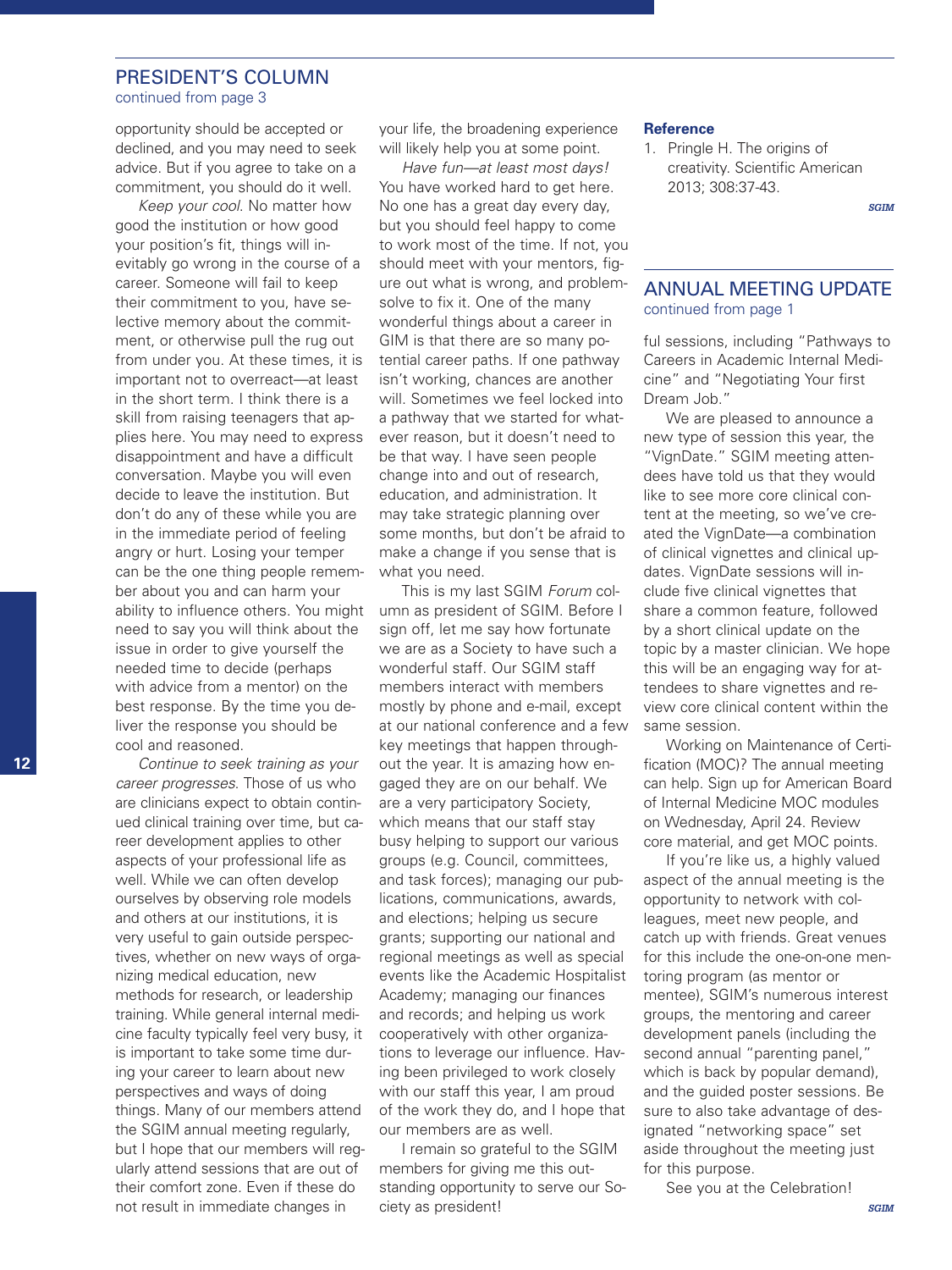## PRESIDENT'S COLUMN

continued from page 3

opportunity should be accepted or declined, and you may need to seek advice. But if you agree to take on a commitment, you should do it well.

*Keep your cool*. No matter how good the institution or how good your position's fit, things will inevitably go wrong in the course of a career. Someone will fail to keep their commitment to you, have selective memory about the commitment, or otherwise pull the rug out from under you. At these times, it is important not to overreact—at least in the short term. I think there is a skill from raising teenagers that applies here. You may need to express disappointment and have a difficult conversation. Maybe you will even decide to leave the institution. But don't do any of these while you are in the immediate period of feeling angry or hurt. Losing your temper can be the one thing people remember about you and can harm your ability to influence others. You might need to say you will think about the issue in order to give yourself the needed time to decide (perhaps with advice from a mentor) on the best response. By the time you deliver the response you should be cool and reasoned.

*Continue to seek training as your career progresses*. Those of us who are clinicians expect to obtain continued clinical training over time, but career development applies to other aspects of your professional life as well. While we can often develop ourselves by observing role models and others at our institutions, it is very useful to gain outside perspectives, whether on new ways of organizing medical education, new methods for research, or leadership training. While general internal medicine faculty typically feel very busy, it is important to take some time during your career to learn about new perspectives and ways of doing things. Many of our members attend the SGIM annual meeting regularly, but I hope that our members will regularly attend sessions that are out of their comfort zone. Even if these do not result in immediate changes in your life, the broadening experience will likely help you at some point.

*Have fun—at least most days!* You have worked hard to get here. No one has a great day every day, but you should feel happy to come to work most of the time. If not, you should meet with your mentors, figure out what is wrong, and problem-solve to fix it. One of the many wonderful things about a career in GIM is that there are so many potential career paths. If one pathway isn't working, chances are another will. Sometimes we feel locked into a pathway that we started for whatever reason, but it doesn't need to be that way. I have seen people change into and out of research, education, and administration. It may take strategic planning over some months, but don't be afraid to make a change if you sense that is what you need.

This is my last SGIM *Forum* column as president of SGIM. Before I sign off, let me say how fortunate we are as a Society to have such a wonderful staff. Our SGIM staff members interact with members mostly by phone and e-mail, except at our national conference and a few key meetings that happen throughout the year. It is amazing how engaged they are on our behalf. We are a very participatory Society, which means that our staff stay busy helping to support our various groups (e.g. Council, committees, and task forces); managing our publications, communications, awards, and elections; helping us secure grants; supporting our national and regional meetings as well as special events like the Academic Hospitalist Academy; managing our finances and records; and helping us work cooperatively with other organizations to leverage our influence. Having been privileged to work closely with our staff this year, I am proud of the work they do, and I hope that our members are as well.

I remain so grateful to the SGIM members for giving me this outstanding opportunity to serve our Society as president!

**Reference**

1. Pringle H. The origins of creativity. Scientific American 2013; 308:37-43.

*SGIM*

## ANNUAL MEETING UPDATE

continued from page 1

ful sessions, including "Pathways to Careers in Academic Internal Medicine" and "Negotiating Your first Dream Job."

We are pleased to announce a new type of session this year, the "VignDate." SGIM meeting attendees have told us that they would like to see more core clinical content at the meeting, so we've created the VignDate—a combination of clinical vignettes and clinical updates. VignDate sessions will include five clinical vignettes that share a common feature, followed by a short clinical update on the topic by a master clinician. We hope this will be an engaging way for attendees to share vignettes and review core clinical content within the same session.

Working on Maintenance of Certification (MOC)? The annual meeting can help. Sign up for American Board of Internal Medicine MOC modules on Wednesday, April 24. Review core material, and get MOC points.

If you're like us, a highly valued aspect of the annual meeting is the opportunity to network with colleagues, meet new people, and catch up with friends. Great venues for this include the one-on-one mentoring program (as mentor or mentee), SGIM's numerous interest groups, the mentoring and career development panels (including the second annual "parenting panel," which is back by popular demand), and the guided poster sessions. Be sure to also take advantage of designated "networking space" set aside throughout the meeting just for this purpose.

See you at the Celebration!

*SGIM*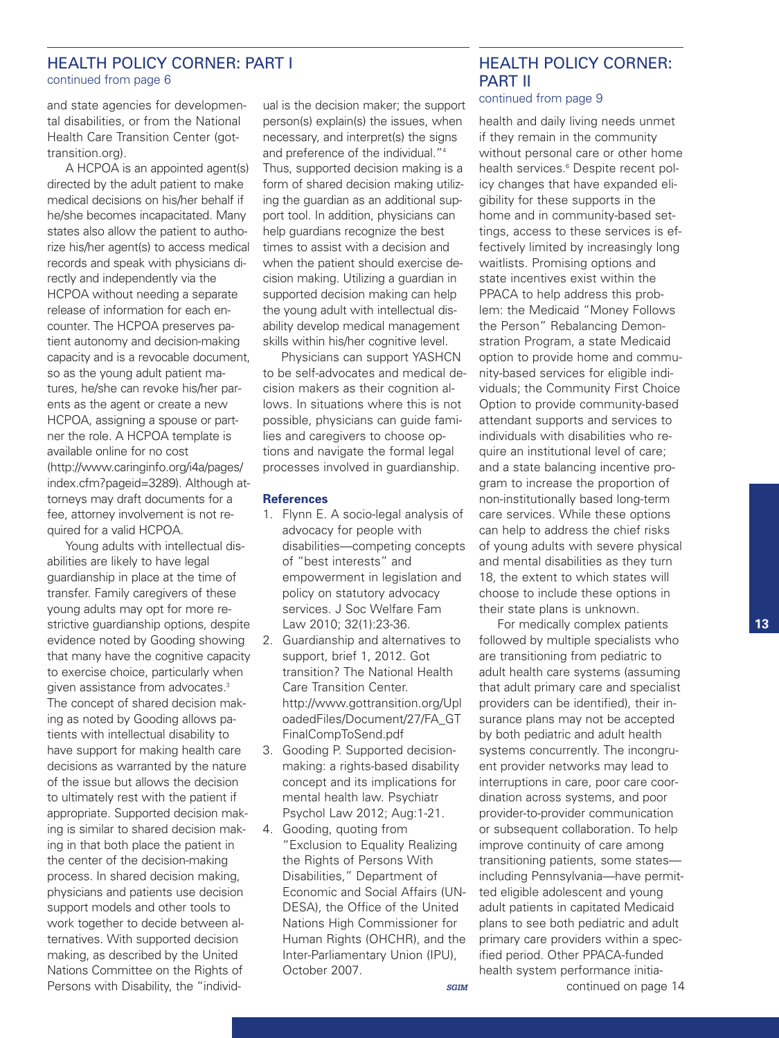## HEALTH POLICY CORNER: PART I

continued from page 6

and state agencies for developmental disabilities, or from the National Health Care Transition Center (gottransition.org).

A HCPOA is an appointed agent(s) directed by the adult patient to make medical decisions on his/her behalf if he/she becomes incapacitated. Many states also allow the patient to authorize his/her agent(s) to access medical records and speak with physicians directly and independently via the HCPOA without needing a separate release of information for each encounter. The HCPOA preserves patient autonomy and decision-making capacity and is a revocable document, so as the young adult patient matures, he/she can revoke his/her parents as the agent or create a new HCPOA, assigning a spouse or partner the role. A HCPOA template is available online for no cost (http://www.caringinfo.org/i4a/pages/index.cfm?pageid=3289). Although attorneys may draft documents for a fee, attorney involvement is not required for a valid HCPOA.

Young adults with intellectual disabilities are likely to have legal guardianship in place at the time of transfer. Family caregivers of these young adults may opt for more restrictive guardianship options, despite evidence noted by Gooding showing that many have the cognitive capacity to exercise choice, particularly when given assistance from advocates.[3] The concept of shared decision making as noted by Gooding allows patients with intellectual disability to have support for making health care decisions as warranted by the nature of the issue but allows the decision to ultimately rest with the patient if appropriate. Supported decision making is similar to shared decision making in that both place the patient in the center of the decision-making process. In shared decision making, physicians and patients use decision support models and other tools to work together to decide between alternatives. With supported decision making, as described by the United Nations Committee on the Rights of Persons with Disability, the "individual is the decision maker; the support person(s) explain(s) the issues, when necessary, and interpret(s) the signs and preference of the individual."[4] Thus, supported decision making is a form of shared decision making utilizing the guardian as an additional support tool. In addition, physicians can help guardians recognize the best times to assist with a decision and when the patient should exercise decision making. Utilizing a guardian in supported decision making can help the young adult with intellectual disability develop medical management skills within his/her cognitive level.

Physicians can support YASHCN to be self-advocates and medical decision makers as their cognition allows. In situations where this is not possible, physicians can guide families and caregivers to choose options and navigate the formal legal processes involved in guardianship.

### References

1. Flynn E. A socio-legal analysis of advocacy for people with disabilities—competing concepts of "best interests" and empowerment in legislation and policy on statutory advocacy services. J Soc Welfare Fam Law 2010; 32(1):23-36.
2. Guardianship and alternatives to support, brief 1, 2012. Got transition? The National Health Care Transition Center. http://www.gottransition.org/UploadedFiles/Document/27/FA_GTFinalCompToSend.pdf
3. Gooding P. Supported decision-making: a rights-based disability concept and its implications for mental health law. Psychiatr Psychol Law 2012; Aug:1-21.
4. Gooding, quoting from "Exclusion to Equality Realizing the Rights of Persons With Disabilities," Department of Economic and Social Affairs (UNDESA), the Office of the United Nations High Commissioner for Human Rights (OHCHR), and the Inter-Parliamentary Union (IPU), October 2007.

*SGIM*

## HEALTH POLICY CORNER: PART II

continued from page 9

health and daily living needs unmet if they remain in the community without personal care or other home health services.[6] Despite recent policy changes that have expanded eligibility for these supports in the home and in community-based settings, access to these services is effectively limited by increasingly long waitlists. Promising options and state incentives exist within the PPACA to help address this problem: the Medicaid "Money Follows the Person" Rebalancing Demonstration Program, a state Medicaid option to provide home and community-based services for eligible individuals; the Community First Choice Option to provide community-based attendant supports and services to individuals with disabilities who require an institutional level of care; and a state balancing incentive program to increase the proportion of non-institutionally based long-term care services. While these options can help to address the chief risks of young adults with severe physical and mental disabilities as they turn 18, the extent to which states will choose to include these options in their state plans is unknown.

For medically complex patients followed by multiple specialists who are transitioning from pediatric to adult health care systems (assuming that adult primary care and specialist providers can be identified), their insurance plans may not be accepted by both pediatric and adult health systems concurrently. The incongruent provider networks may lead to interruptions in care, poor care coordination across systems, and poor provider-to-provider communication or subsequent collaboration. To help improve continuity of care among transitioning patients, some states—including Pennsylvania—have permitted eligible adolescent and young adult patients in capitated Medicaid plans to see both pediatric and adult primary care providers within a specified period. Other PPACA-funded health system performance initia-

continued on page 14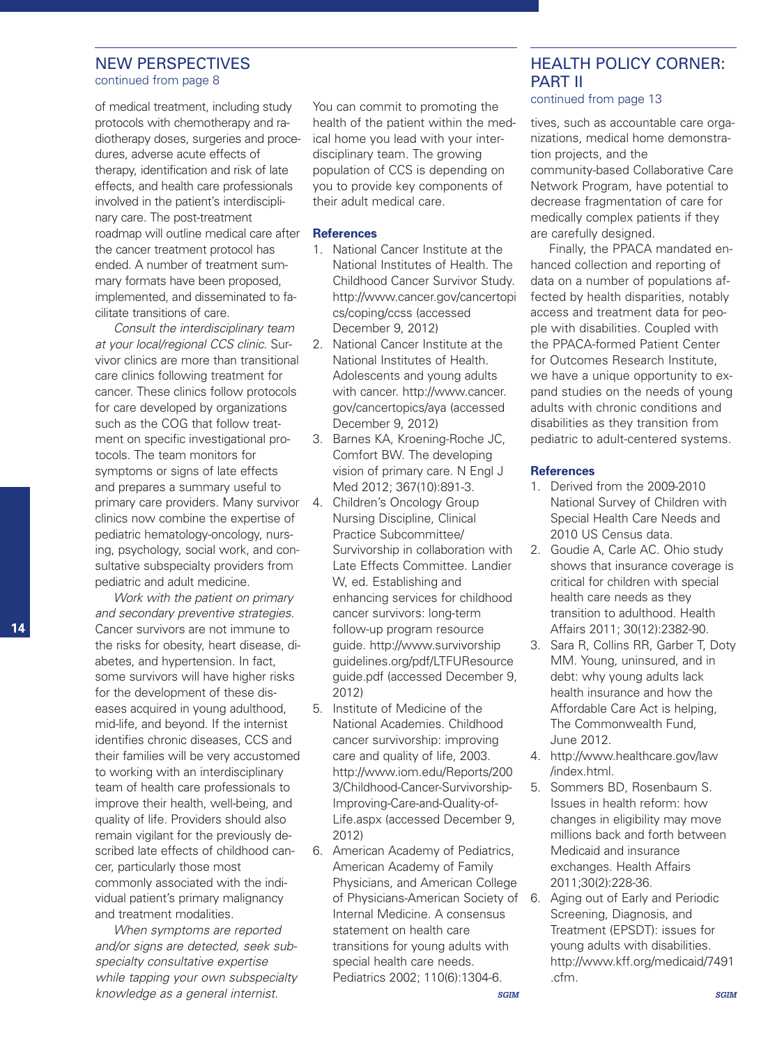## NEW PERSPECTIVES

continued from page 8

of medical treatment, including study protocols with chemotherapy and radiotherapy doses, surgeries and procedures, adverse acute effects of therapy, identification and risk of late effects, and health care professionals involved in the patient's interdisciplinary care. The post-treatment roadmap will outline medical care after the cancer treatment protocol has ended. A number of treatment summary formats have been proposed, implemented, and disseminated to facilitate transitions of care.

*Consult the interdisciplinary team at your local/regional CCS clinic.* Survivor clinics are more than transitional care clinics following treatment for cancer. These clinics follow protocols for care developed by organizations such as the COG that follow treatment on specific investigational protocols. The team monitors for symptoms or signs of late effects and prepares a summary useful to primary care providers. Many survivor clinics now combine the expertise of pediatric hematology-oncology, nursing, psychology, social work, and consultative subspecialty providers from pediatric and adult medicine.

*Work with the patient on primary and secondary preventive strategies.* Cancer survivors are not immune to the risks for obesity, heart disease, diabetes, and hypertension. In fact, some survivors will have higher risks for the development of these diseases acquired in young adulthood, mid-life, and beyond. If the internist identifies chronic diseases, CCS and their families will be very accustomed to working with an interdisciplinary team of health care professionals to improve their health, well-being, and quality of life. Providers should also remain vigilant for the previously described late effects of childhood cancer, particularly those most commonly associated with the individual patient's primary malignancy and treatment modalities.

*When symptoms are reported and/or signs are detected, seek subspecialty consultative expertise while tapping your own subspecialty knowledge as a general internist.* You can commit to promoting the health of the patient within the medical home you lead with your interdisciplinary team. The growing population of CCS is depending on you to provide key components of their adult medical care.

### References

1. National Cancer Institute at the National Institutes of Health. The Childhood Cancer Survivor Study. http://www.cancer.gov/cancertopics/coping/ccss (accessed December 9, 2012)
2. National Cancer Institute at the National Institutes of Health. Adolescents and young adults with cancer. http://www.cancer.gov/cancertopics/aya (accessed December 9, 2012)
3. Barnes KA, Kroening-Roche JC, Comfort BW. The developing vision of primary care. N Engl J Med 2012; 367(10):891-3.
4. Children's Oncology Group Nursing Discipline, Clinical Practice Subcommittee/ Survivorship in collaboration with Late Effects Committee. Landier W, ed. Establishing and enhancing services for childhood cancer survivors: long-term follow-up program resource guide. http://www.survivorshipguidelines.org/pdf/LTFUResourceguide.pdf (accessed December 9, 2012)
5. Institute of Medicine of the National Academies. Childhood cancer survivorship: improving care and quality of life, 2003. http://www.iom.edu/Reports/2003/Childhood-Cancer-Survivorship-Improving-Care-and-Quality-of-Life.aspx (accessed December 9, 2012)
6. American Academy of Pediatrics, American Academy of Family Physicians, and American College of Physicians-American Society of Internal Medicine. A consensus statement on health care transitions for young adults with special health care needs. Pediatrics 2002; 110(6):1304-6.

SGIM

## HEALTH POLICY CORNER: PART II

continued from page 13

tives, such as accountable care organizations, medical home demonstration projects, and the community-based Collaborative Care Network Program, have potential to decrease fragmentation of care for medically complex patients if they are carefully designed.

Finally, the PPACA mandated enhanced collection and reporting of data on a number of populations affected by health disparities, notably access and treatment data for people with disabilities. Coupled with the PPACA-formed Patient Center for Outcomes Research Institute, we have a unique opportunity to expand studies on the needs of young adults with chronic conditions and disabilities as they transition from pediatric to adult-centered systems.

### References

1. Derived from the 2009-2010 National Survey of Children with Special Health Care Needs and 2010 US Census data.
2. Goudie A, Carle AC. Ohio study shows that insurance coverage is critical for children with special health care needs as they transition to adulthood. Health Affairs 2011; 30(12):2382-90.
3. Sara R, Collins RR, Garber T, Doty MM. Young, uninsured, and in debt: why young adults lack health insurance and how the Affordable Care Act is helping, The Commonwealth Fund, June 2012.
4. http://www.healthcare.gov/law/index.html.
5. Sommers BD, Rosenbaum S. Issues in health reform: how changes in eligibility may move millions back and forth between Medicaid and insurance exchanges. Health Affairs 2011;30(2):228-36.
6. Aging out of Early and Periodic Screening, Diagnosis, and Treatment (EPSDT): issues for young adults with disabilities. http://www.kff.org/medicaid/7491.cfm.

SGIM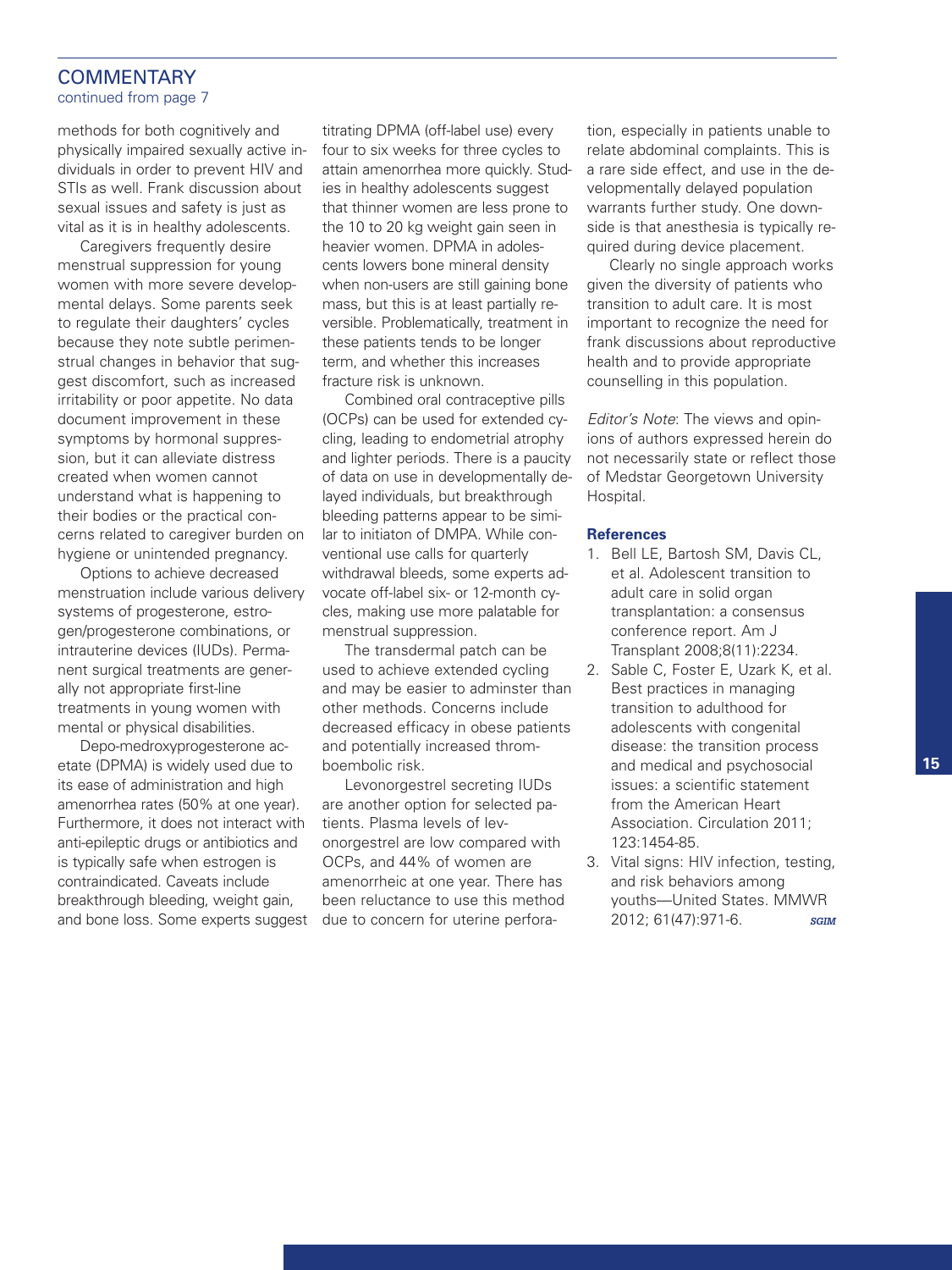## COMMENTARY

continued from page 7

methods for both cognitively and physically impaired sexually active individuals in order to prevent HIV and STIs as well. Frank discussion about sexual issues and safety is just as vital as it is in healthy adolescents.

Caregivers frequently desire menstrual suppression for young women with more severe developmental delays. Some parents seek to regulate their daughters' cycles because they note subtle perimenstrual changes in behavior that suggest discomfort, such as increased irritability or poor appetite. No data document improvement in these symptoms by hormonal suppression, but it can alleviate distress created when women cannot understand what is happening to their bodies or the practical concerns related to caregiver burden on hygiene or unintended pregnancy.

Options to achieve decreased menstruation include various delivery systems of progesterone, estrogen/progesterone combinations, or intrauterine devices (IUDs). Permanent surgical treatments are generally not appropriate first-line treatments in young women with mental or physical disabilities.

Depo-medroxyprogesterone acetate (DPMA) is widely used due to its ease of administration and high amenorrhea rates (50% at one year). Furthermore, it does not interact with anti-epileptic drugs or antibiotics and is typically safe when estrogen is contraindicated. Caveats include breakthrough bleeding, weight gain, and bone loss. Some experts suggest titrating DPMA (off-label use) every four to six weeks for three cycles to attain amenorrhea more quickly. Studies in healthy adolescents suggest that thinner women are less prone to the 10 to 20 kg weight gain seen in heavier women. DPMA in adolescents lowers bone mineral density when non-users are still gaining bone mass, but this is at least partially reversible. Problematically, treatment in these patients tends to be longer term, and whether this increases fracture risk is unknown.

Combined oral contraceptive pills (OCPs) can be used for extended cycling, leading to endometrial atrophy and lighter periods. There is a paucity of data on use in developmentally delayed individuals, but breakthrough bleeding patterns appear to be similar to initiaton of DMPA. While conventional use calls for quarterly withdrawal bleeds, some experts advocate off-label six- or 12-month cycles, making use more palatable for menstrual suppression.

The transdermal patch can be used to achieve extended cycling and may be easier to adminster than other methods. Concerns include decreased efficacy in obese patients and potentially increased thromboembolic risk.

Levonorgestrel secreting IUDs are another option for selected patients. Plasma levels of levonorgestrel are low compared with OCPs, and 44% of women are amenorrheic at one year. There has been reluctance to use this method due to concern for uterine perforation, especially in patients unable to relate abdominal complaints. This is a rare side effect, and use in the developmentally delayed population warrants further study. One downside is that anesthesia is typically required during device placement.

Clearly no single approach works given the diversity of patients who transition to adult care. It is most important to recognize the need for frank discussions about reproductive health and to provide appropriate counselling in this population.

*Editor's Note*: The views and opinions of authors expressed herein do not necessarily state or reflect those of Medstar Georgetown University Hospital.

**References**

1. Bell LE, Bartosh SM, Davis CL, et al. Adolescent transition to adult care in solid organ transplantation: a consensus conference report. Am J Transplant 2008;8(11):2234.
2. Sable C, Foster E, Uzark K, et al. Best practices in managing transition to adulthood for adolescents with congenital disease: the transition process and medical and psychosocial issues: a scientific statement from the American Heart Association. Circulation 2011; 123:1454-85.
3. Vital signs: HIV infection, testing, and risk behaviors among youths—United States. MMWR 2012; 61(47):971-6.

*SGIM*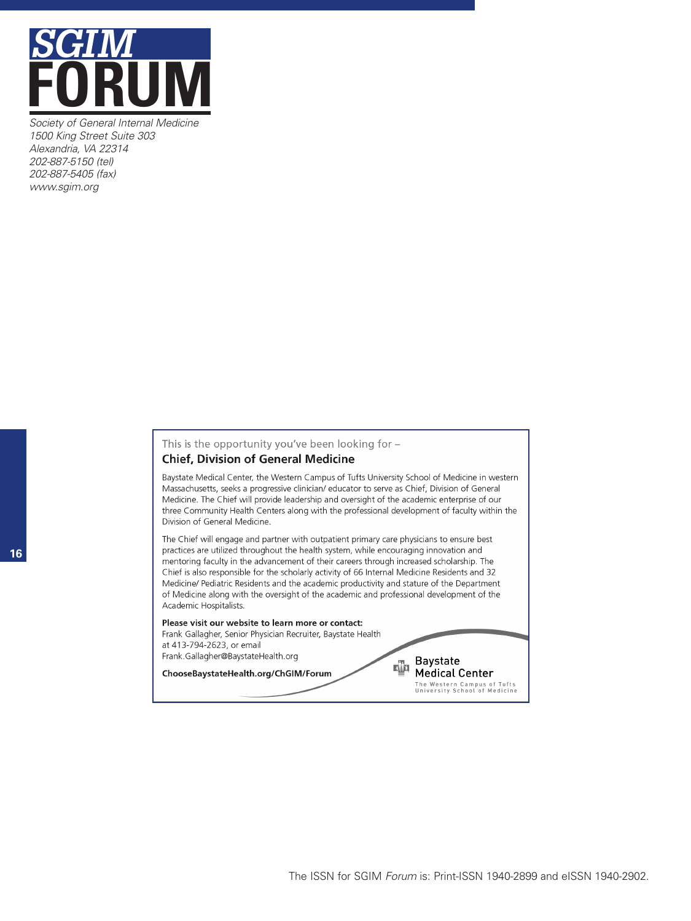# SGIM FORUM

*Society of General Internal Medicine*
*1500 King Street Suite 303*
*Alexandria, VA 22314*
*202-887-5150 (tel)*
*202-887-5405 (fax)*
*www.sgim.org*

This is the opportunity you've been looking for –

## Chief, Division of General Medicine

Baystate Medical Center, the Western Campus of Tufts University School of Medicine in western Massachusetts, seeks a progressive clinician/ educator to serve as Chief, Division of General Medicine. The Chief will provide leadership and oversight of the academic enterprise of our three Community Health Centers along with the professional development of faculty within the Division of General Medicine.

The Chief will engage and partner with outpatient primary care physicians to ensure best practices are utilized throughout the health system, while encouraging innovation and mentoring faculty in the advancement of their careers through increased scholarship. The Chief is also responsible for the scholarly activity of 66 Internal Medicine Residents and 32 Medicine/ Pediatric Residents and the academic productivity and stature of the Department of Medicine along with the oversight of the academic and professional development of the Academic Hospitalists.

**Please visit our website to learn more or contact:**
Frank Gallagher, Senior Physician Recruiter, Baystate Health at 413-794-2623, or email Frank.Gallagher@BaystateHealth.org

**ChooseBaystateHealth.org/ChGIM/Forum**

Baystate Medical Center
The Western Campus of Tufts University School of Medicine

The ISSN for SGIM *Forum* is: Print-ISSN 1940-2899 and eISSN 1940-2902.